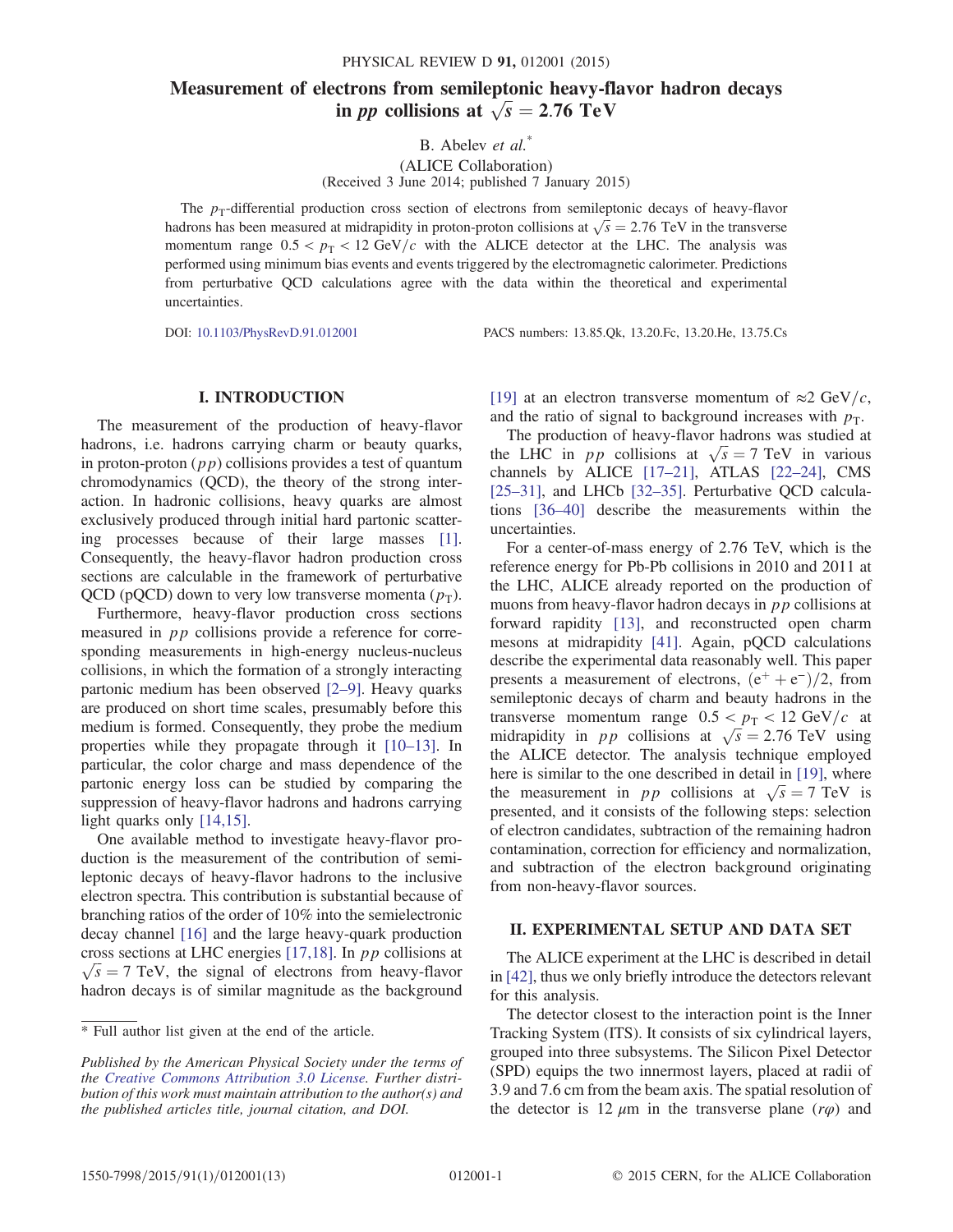# Measurement of electrons from semileptonic heavy-flavor hadron decays in $pp$ collisions at $\sqrt{s} = 2.76$ TeV

B. Abelev *et al.**

(ALICE Collaboration)

(Received 3 June 2014; published 7 January 2015)

The $p_T$-differential production cross section of electrons from semileptonic decays of heavy-flavor hadrons has been measured at midrapidity in proton-proton collisions at $\sqrt{s} = 2.76$ TeV in the transverse momentum range $0.5 < p_T < 12$ GeV/$c$ with the ALICE detector at the LHC. The analysis was performed using minimum bias events and events triggered by the electromagnetic calorimeter. Predictions from perturbative QCD calculations agree with the data within the theoretical and experimental uncertainties.

DOI: 10.1103/PhysRevD.91.012001

PACS numbers: 13.85.Qk, 13.20.Fc, 13.20.He, 13.75.Cs

## I. INTRODUCTION

The measurement of the production of heavy-flavor hadrons, i.e. hadrons carrying charm or beauty quarks, in proton-proton ($pp$) collisions provides a test of quantum chromodynamics (QCD), the theory of the strong interaction. In hadronic collisions, heavy quarks are almost exclusively produced through initial hard partonic scattering processes because of their large masses [1]. Consequently, the heavy-flavor hadron production cross sections are calculable in the framework of perturbative QCD (pQCD) down to very low transverse momenta ($p_T$).

Furthermore, heavy-flavor production cross sections measured in $pp$ collisions provide a reference for corresponding measurements in high-energy nucleus-nucleus collisions, in which the formation of a strongly interacting partonic medium has been observed [2–9]. Heavy quarks are produced on short time scales, presumably before this medium is formed. Consequently, they probe the medium properties while they propagate through it [10–13]. In particular, the color charge and mass dependence of the partonic energy loss can be studied by comparing the suppression of heavy-flavor hadrons and hadrons carrying light quarks only [14,15].

One available method to investigate heavy-flavor production is the measurement of the contribution of semileptonic decays of heavy-flavor hadrons to the inclusive electron spectra. This contribution is substantial because of branching ratios of the order of 10% into the semielectronic decay channel [16] and the large heavy-quark production cross sections at LHC energies [17,18]. In $pp$ collisions at $\sqrt{s} = 7$ TeV, the signal of electrons from heavy-flavor hadron decays is of similar magnitude as the background [19] at an electron transverse momentum of $\approx 2$ GeV/$c$, and the ratio of signal to background increases with $p_T$.

The production of heavy-flavor hadrons was studied at the LHC in $pp$ collisions at $\sqrt{s} = 7$ TeV in various channels by ALICE [17–21], ATLAS [22–24], CMS [25–31], and LHCb [32–35]. Perturbative QCD calculations [36–40] describe the measurements within the uncertainties.

For a center-of-mass energy of 2.76 TeV, which is the reference energy for Pb-Pb collisions in 2010 and 2011 at the LHC, ALICE already reported on the production of muons from heavy-flavor hadron decays in $pp$ collisions at forward rapidity [13], and reconstructed open charm mesons at midrapidity [41]. Again, pQCD calculations describe the experimental data reasonably well. This paper presents a measurement of electrons, $(e^+ + e^-)/2$, from semileptonic decays of charm and beauty hadrons in the transverse momentum range $0.5 < p_T < 12$ GeV/$c$ at midrapidity in $pp$ collisions at $\sqrt{s} = 2.76$ TeV using the ALICE detector. The analysis technique employed here is similar to the one described in detail in [19], where the measurement in $pp$ collisions at $\sqrt{s} = 7$ TeV is presented, and it consists of the following steps: selection of electron candidates, subtraction of the remaining hadron contamination, correction for efficiency and normalization, and subtraction of the electron background originating from non-heavy-flavor sources.

## II. EXPERIMENTAL SETUP AND DATA SET

The ALICE experiment at the LHC is described in detail in [42], thus we only briefly introduce the detectors relevant for this analysis.

The detector closest to the interaction point is the Inner Tracking System (ITS). It consists of six cylindrical layers, grouped into three subsystems. The Silicon Pixel Detector (SPD) equips the two innermost layers, placed at radii of 3.9 and 7.6 cm from the beam axis. The spatial resolution of the detector is 12 $\mu$m in the transverse plane ($r\varphi$) and

---

\* Full author list given at the end of the article.

*Published by the American Physical Society under the terms of the Creative Commons Attribution 3.0 License. Further distribution of this work must maintain attribution to the author(s) and the published articles title, journal citation, and DOI.*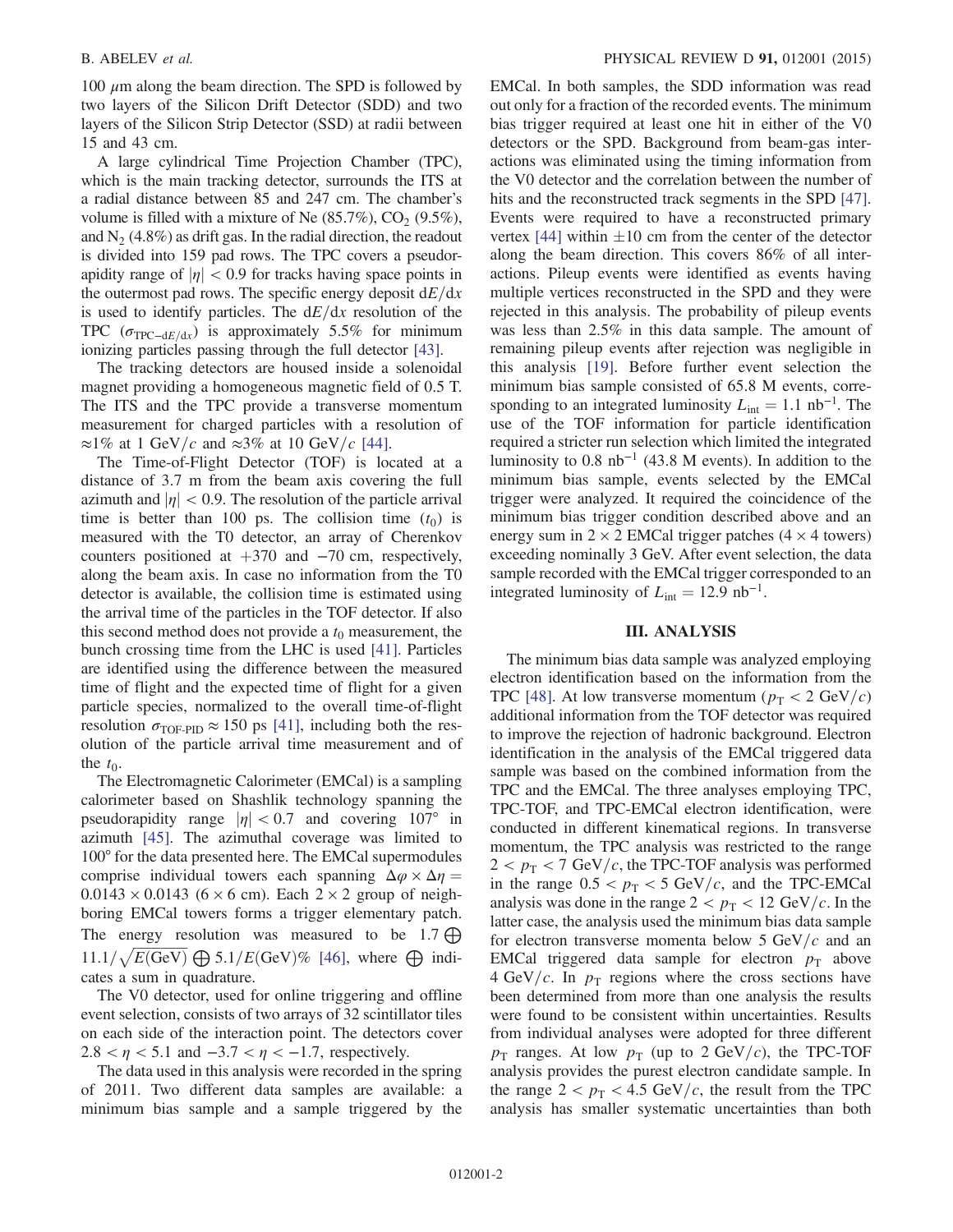100 μm along the beam direction. The SPD is followed by two layers of the Silicon Drift Detector (SDD) and two layers of the Silicon Strip Detector (SSD) at radii between 15 and 43 cm.

A large cylindrical Time Projection Chamber (TPC), which is the main tracking detector, surrounds the ITS at a radial distance between 85 and 247 cm. The chamber's volume is filled with a mixture of Ne (85.7%), $CO_2$ (9.5%), and $N_2$ (4.8%) as drift gas. In the radial direction, the readout is divided into 159 pad rows. The TPC covers a pseudorapidity range of $|\eta| < 0.9$ for tracks having space points in the outermost pad rows. The specific energy deposit $\mathrm{d}E/\mathrm{d}x$ is used to identify particles. The $\mathrm{d}E/\mathrm{d}x$ resolution of the TPC ($\sigma_{\mathrm{TPC-d}E/\mathrm{d}x}$) is approximately 5.5% for minimum ionizing particles passing through the full detector [43].

The tracking detectors are housed inside a solenoidal magnet providing a homogeneous magnetic field of 0.5 T. The ITS and the TPC provide a transverse momentum measurement for charged particles with a resolution of ≈1% at 1 GeV/$c$ and ≈3% at 10 GeV/$c$ [44].

The Time-of-Flight Detector (TOF) is located at a distance of 3.7 m from the beam axis covering the full azimuth and $|\eta| < 0.9$. The resolution of the particle arrival time is better than 100 ps. The collision time ($t_0$) is measured with the T0 detector, an array of Cherenkov counters positioned at +370 and −70 cm, respectively, along the beam axis. In case no information from the T0 detector is available, the collision time is estimated using the arrival time of the particles in the TOF detector. If also this second method does not provide a $t_0$ measurement, the bunch crossing time from the LHC is used [41]. Particles are identified using the difference between the measured time of flight and the expected time of flight for a given particle species, normalized to the overall time-of-flight resolution $\sigma_{\mathrm{TOF\text{-}PID}} \approx 150$ ps [41], including both the resolution of the particle arrival time measurement and of the $t_0$.

The Electromagnetic Calorimeter (EMCal) is a sampling calorimeter based on Shashlik technology spanning the pseudorapidity range $|\eta| < 0.7$ and covering 107° in azimuth [45]. The azimuthal coverage was limited to 100° for the data presented here. The EMCal supermodules comprise individual towers each spanning $\Delta\varphi \times \Delta\eta = 0.0143 \times 0.0143$ (6 × 6 cm). Each 2 × 2 group of neighboring EMCal towers forms a trigger elementary patch. The energy resolution was measured to be $1.7 \bigoplus 11.1/\sqrt{E(\mathrm{GeV})} \bigoplus 5.1/E(\mathrm{GeV})\%$ [46], where $\bigoplus$ indicates a sum in quadrature.

The V0 detector, used for online triggering and offline event selection, consists of two arrays of 32 scintillator tiles on each side of the interaction point. The detectors cover $2.8 < \eta < 5.1$ and $-3.7 < \eta < -1.7$, respectively.

The data used in this analysis were recorded in the spring of 2011. Two different data samples are available: a minimum bias sample and a sample triggered by the EMCal. In both samples, the SDD information was read out only for a fraction of the recorded events. The minimum bias trigger required at least one hit in either of the V0 detectors or the SPD. Background from beam-gas interactions was eliminated using the timing information from the V0 detector and the correlation between the number of hits and the reconstructed track segments in the SPD [47]. Events were required to have a reconstructed primary vertex [44] within ±10 cm from the center of the detector along the beam direction. This covers 86% of all interactions. Pileup events were identified as events having multiple vertices reconstructed in the SPD and they were rejected in this analysis. The probability of pileup events was less than 2.5% in this data sample. The amount of remaining pileup events after rejection was negligible in this analysis [19]. Before further event selection the minimum bias sample consisted of 65.8 M events, corresponding to an integrated luminosity $L_{\mathrm{int}} = 1.1\ \mathrm{nb}^{-1}$. The use of the TOF information for particle identification required a stricter run selection which limited the integrated luminosity to $0.8\ \mathrm{nb}^{-1}$ (43.8 M events). In addition to the minimum bias sample, events selected by the EMCal trigger were analyzed. It required the coincidence of the minimum bias trigger condition described above and an energy sum in 2 × 2 EMCal trigger patches (4 × 4 towers) exceeding nominally 3 GeV. After event selection, the data sample recorded with the EMCal trigger corresponded to an integrated luminosity of $L_{\mathrm{int}} = 12.9\ \mathrm{nb}^{-1}$.

## III. ANALYSIS

The minimum bias data sample was analyzed employing electron identification based on the information from the TPC [48]. At low transverse momentum ($p_{\mathrm{T}} < 2$ GeV/$c$) additional information from the TOF detector was required to improve the rejection of hadronic background. Electron identification in the analysis of the EMCal triggered data sample was based on the combined information from the TPC and the EMCal. The three analyses employing TPC, TPC-TOF, and TPC-EMCal electron identification, were conducted in different kinematical regions. In transverse momentum, the TPC analysis was restricted to the range $2 < p_{\mathrm{T}} < 7$ GeV/$c$, the TPC-TOF analysis was performed in the range $0.5 < p_{\mathrm{T}} < 5$ GeV/$c$, and the TPC-EMCal analysis was done in the range $2 < p_{\mathrm{T}} < 12$ GeV/$c$. In the latter case, the analysis used the minimum bias data sample for electron transverse momenta below 5 GeV/$c$ and an EMCal triggered data sample for electron $p_{\mathrm{T}}$ above 4 GeV/$c$. In $p_{\mathrm{T}}$ regions where the cross sections have been determined from more than one analysis the results were found to be consistent within uncertainties. Results from individual analyses were adopted for three different $p_{\mathrm{T}}$ ranges. At low $p_{\mathrm{T}}$ (up to 2 GeV/$c$), the TPC-TOF analysis provides the purest electron candidate sample. In the range $2 < p_{\mathrm{T}} < 4.5$ GeV/$c$, the result from the TPC analysis has smaller systematic uncertainties than both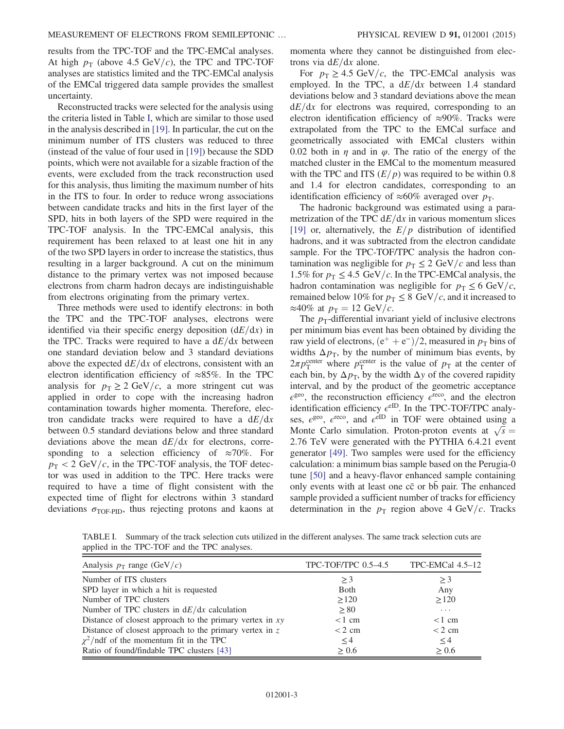results from the TPC-TOF and the TPC-EMCal analyses. At high $p_T$ (above 4.5 GeV/$c$), the TPC and TPC-TOF analyses are statistics limited and the TPC-EMCal analysis of the EMCal triggered data sample provides the smallest uncertainty.

Reconstructed tracks were selected for the analysis using the criteria listed in Table I, which are similar to those used in the analysis described in [19]. In particular, the cut on the minimum number of ITS clusters was reduced to three (instead of the value of four used in [19]) because the SDD points, which were not available for a sizable fraction of the events, were excluded from the track reconstruction used for this analysis, thus limiting the maximum number of hits in the ITS to four. In order to reduce wrong associations between candidate tracks and hits in the first layer of the SPD, hits in both layers of the SPD were required in the TPC-TOF analysis. In the TPC-EMCal analysis, this requirement has been relaxed to at least one hit in any of the two SPD layers in order to increase the statistics, thus resulting in a larger background. A cut on the minimum distance to the primary vertex was not imposed because electrons from charm hadron decays are indistinguishable from electrons originating from the primary vertex.

Three methods were used to identify electrons: in both the TPC and the TPC-TOF analyses, electrons were identified via their specific energy deposition ($\mathrm{d}E/\mathrm{d}x$) in the TPC. Tracks were required to have a $\mathrm{d}E/\mathrm{d}x$ between one standard deviation below and 3 standard deviations above the expected $\mathrm{d}E/\mathrm{d}x$ of electrons, consistent with an electron identification efficiency of ≈85%. In the TPC analysis for $p_T \geq 2$ GeV/$c$, a more stringent cut was applied in order to cope with the increasing hadron contamination towards higher momenta. Therefore, electron candidate tracks were required to have a $\mathrm{d}E/\mathrm{d}x$ between 0.5 standard deviations below and three standard deviations above the mean $\mathrm{d}E/\mathrm{d}x$ for electrons, corresponding to a selection efficiency of ≈70%. For $p_T < 2$ GeV/$c$, in the TPC-TOF analysis, the TOF detector was used in addition to the TPC. Here tracks were required to have a time of flight consistent with the expected time of flight for electrons within 3 standard deviations $\sigma_{\mathrm{TOF\text{-}PID}}$, thus rejecting protons and kaons at momenta where they cannot be distinguished from electrons via $\mathrm{d}E/\mathrm{d}x$ alone.

For $p_T \geq 4.5$ GeV/$c$, the TPC-EMCal analysis was employed. In the TPC, a $\mathrm{d}E/\mathrm{d}x$ between 1.4 standard deviations below and 3 standard deviations above the mean $\mathrm{d}E/\mathrm{d}x$ for electrons was required, corresponding to an electron identification efficiency of ≈90%. Tracks were extrapolated from the TPC to the EMCal surface and geometrically associated with EMCal clusters within 0.02 both in $\eta$ and in $\varphi$. The ratio of the energy of the matched cluster in the EMCal to the momentum measured with the TPC and ITS ($E/p$) was required to be within 0.8 and 1.4 for electron candidates, corresponding to an identification efficiency of ≈60% averaged over $p_T$.

The hadronic background was estimated using a parametrization of the TPC $\mathrm{d}E/\mathrm{d}x$ in various momentum slices [19] or, alternatively, the $E/p$ distribution of identified hadrons, and it was subtracted from the electron candidate sample. For the TPC-TOF/TPC analysis the hadron contamination was negligible for $p_T \leq 2$ GeV/$c$ and less than 1.5% for $p_T \leq 4.5$ GeV/$c$. In the TPC-EMCal analysis, the hadron contamination was negligible for $p_T \leq 6$ GeV/$c$, remained below 10% for $p_T \leq 8$ GeV/$c$, and it increased to ≈40% at $p_T = 12$ GeV/$c$.

The $p_T$-differential invariant yield of inclusive electrons per minimum bias event has been obtained by dividing the raw yield of electrons, $(\mathrm{e}^+ + \mathrm{e}^-)/2$, measured in $p_T$ bins of widths $\Delta p_T$, by the number of minimum bias events, by $2\pi p_T^{\mathrm{center}}$ where $p_T^{\mathrm{center}}$ is the value of $p_T$ at the center of each bin, by $\Delta p_T$, by the width $\Delta y$ of the covered rapidity interval, and by the product of the geometric acceptance $\epsilon^{\mathrm{geo}}$, the reconstruction efficiency $\epsilon^{\mathrm{reco}}$, and the electron identification efficiency $\epsilon^{\mathrm{eID}}$. In the TPC-TOF/TPC analyses, $\epsilon^{\mathrm{geo}}$, $\epsilon^{\mathrm{reco}}$, and $\epsilon^{\mathrm{eID}}$ in TOF were obtained using a Monte Carlo simulation. Proton-proton events at $\sqrt{s} = 2.76$ TeV were generated with the PYTHIA 6.4.21 event generator [49]. Two samples were used for the efficiency calculation: a minimum bias sample based on the Perugia-0 tune [50] and a heavy-flavor enhanced sample containing only events with at least one $\mathrm{c\bar{c}}$ or $\mathrm{b\bar{b}}$ pair. The enhanced sample provided a sufficient number of tracks for efficiency determination in the $p_T$ region above 4 GeV/$c$. Tracks

TABLE I. Summary of the track selection cuts utilized in the different analyses. The same track selection cuts are applied in the TPC-TOF and the TPC analyses.

| Analysis $p_T$ range (GeV/$c$) | TPC-TOF/TPC 0.5–4.5 | TPC-EMCal 4.5–12 |
|---|---|---|
| Number of ITS clusters | ≥3 | ≥3 |
| SPD layer in which a hit is requested | Both | Any |
| Number of TPC clusters | ≥120 | ≥120 |
| Number of TPC clusters in $\mathrm{d}E/\mathrm{d}x$ calculation | ≥80 | ... |
| Distance of closest approach to the primary vertex in $xy$ | <1 cm | <1 cm |
| Distance of closest approach to the primary vertex in $z$ | <2 cm | <2 cm |
| $\chi^2$/ndf of the momentum fit in the TPC | ≤4 | ≤4 |
| Ratio of found/findable TPC clusters [43] | ≥0.6 | ≥0.6 |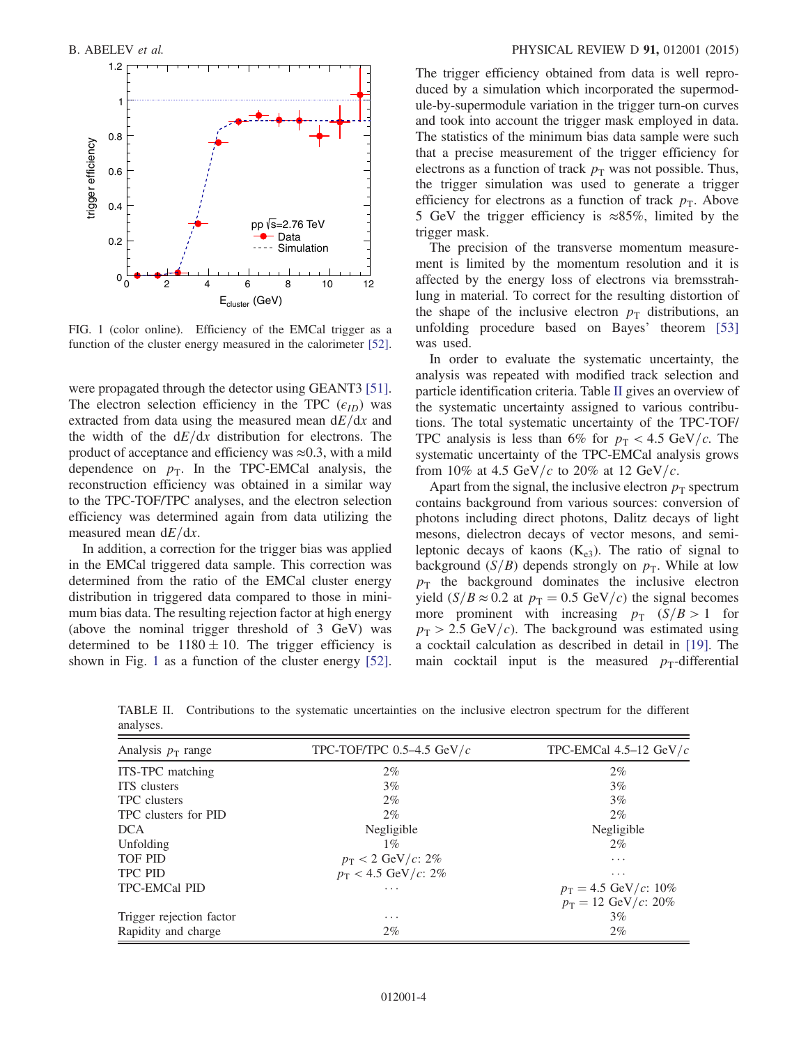FIG. 1 (color online). Efficiency of the EMCal trigger as a function of the cluster energy measured in the calorimeter [52].

were propagated through the detector using GEANT3 [51]. The electron selection efficiency in the TPC ($\epsilon_{ID}$) was extracted from data using the measured mean $\mathrm{d}E/\mathrm{d}x$ and the width of the $\mathrm{d}E/\mathrm{d}x$ distribution for electrons. The product of acceptance and efficiency was ≈0.3, with a mild dependence on $p_{\mathrm{T}}$. In the TPC-EMCal analysis, the reconstruction efficiency was obtained in a similar way to the TPC-TOF/TPC analyses, and the electron selection efficiency was determined again from data utilizing the measured mean $\mathrm{d}E/\mathrm{d}x$.

In addition, a correction for the trigger bias was applied in the EMCal triggered data sample. This correction was determined from the ratio of the EMCal cluster energy distribution in triggered data compared to those in minimum bias data. The resulting rejection factor at high energy (above the nominal trigger threshold of 3 GeV) was determined to be $1180 \pm 10$. The trigger efficiency is shown in Fig. 1 as a function of the cluster energy [52].

The trigger efficiency obtained from data is well reproduced by a simulation which incorporated the supermodule-by-supermodule variation in the trigger turn-on curves and took into account the trigger mask employed in data. The statistics of the minimum bias data sample were such that a precise measurement of the trigger efficiency for electrons as a function of track $p_{\mathrm{T}}$ was not possible. Thus, the trigger simulation was used to generate a trigger efficiency for electrons as a function of track $p_{\mathrm{T}}$. Above 5 GeV the trigger efficiency is ≈85%, limited by the trigger mask.

The precision of the transverse momentum measurement is limited by the momentum resolution and it is affected by the energy loss of electrons via bremsstrahlung in material. To correct for the resulting distortion of the shape of the inclusive electron $p_{\mathrm{T}}$ distributions, an unfolding procedure based on Bayes' theorem [53] was used.

In order to evaluate the systematic uncertainty, the analysis was repeated with modified track selection and particle identification criteria. Table II gives an overview of the systematic uncertainty assigned to various contributions. The total systematic uncertainty of the TPC-TOF/TPC analysis is less than 6% for $p_{\mathrm{T}} < 4.5$ GeV/$c$. The systematic uncertainty of the TPC-EMCal analysis grows from 10% at 4.5 GeV/$c$ to 20% at 12 GeV/$c$.

Apart from the signal, the inclusive electron $p_{\mathrm{T}}$ spectrum contains background from various sources: conversion of photons including direct photons, Dalitz decays of light mesons, dielectron decays of vector mesons, and semileptonic decays of kaons ($\mathrm{K}_{e3}$). The ratio of signal to background ($S/B$) depends strongly on $p_{\mathrm{T}}$. While at low $p_{\mathrm{T}}$ the background dominates the inclusive electron yield ($S/B \approx 0.2$ at $p_{\mathrm{T}} = 0.5$ GeV/$c$) the signal becomes more prominent with increasing $p_{\mathrm{T}}$ ($S/B > 1$ for $p_{\mathrm{T}} > 2.5$ GeV/$c$). The background was estimated using a cocktail calculation as described in detail in [19]. The main cocktail input is the measured $p_{\mathrm{T}}$-differential

TABLE II. Contributions to the systematic uncertainties on the inclusive electron spectrum for the different analyses.

| Analysis $p_{\mathrm{T}}$ range | TPC-TOF/TPC 0.5–4.5 GeV/$c$ | TPC-EMCal 4.5–12 GeV/$c$ |
| --- | --- | --- |
| ITS-TPC matching | 2% | 2% |
| ITS clusters | 3% | 3% |
| TPC clusters | 2% | 3% |
| TPC clusters for PID | 2% | 2% |
| DCA | Negligible | Negligible |
| Unfolding | 1% | 2% |
| TOF PID | $p_{\mathrm{T}} < 2$ GeV/$c$: 2% | ... |
| TPC PID | $p_{\mathrm{T}} < 4.5$ GeV/$c$: 2% | ... |
| TPC-EMCal PID | ... | $p_{\mathrm{T}} = 4.5$ GeV/$c$: 10%<br>$p_{\mathrm{T}} = 12$ GeV/$c$: 20% |
| Trigger rejection factor | ... | 3% |
| Rapidity and charge | 2% | 2% |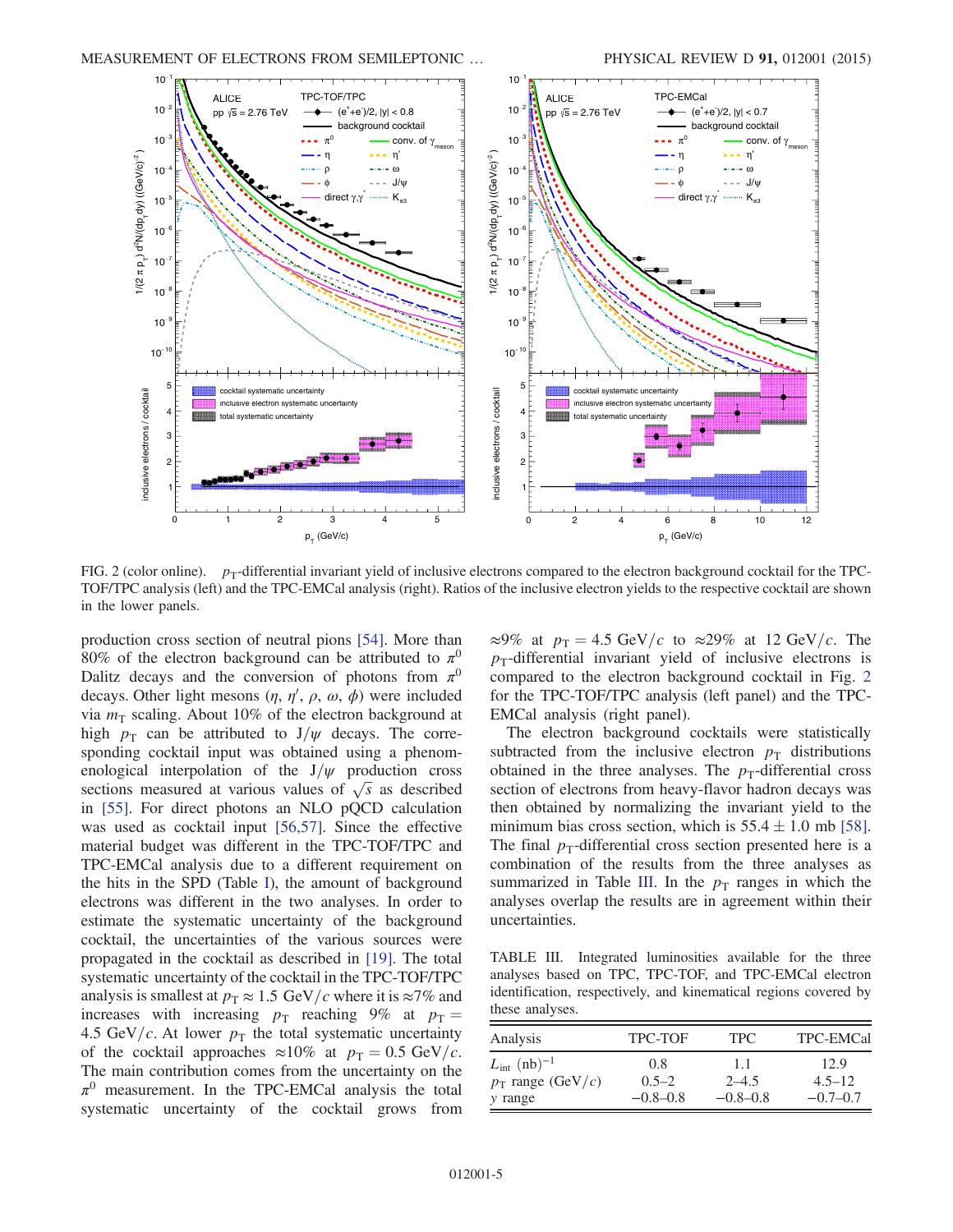FIG. 2 (color online). $p_T$-differential invariant yield of inclusive electrons compared to the electron background cocktail for the TPC-TOF/TPC analysis (left) and the TPC-EMCal analysis (right). Ratios of the inclusive electron yields to the respective cocktail are shown in the lower panels.

production cross section of neutral pions [54]. More than 80% of the electron background can be attributed to $\pi^0$ Dalitz decays and the conversion of photons from $\pi^0$ decays. Other light mesons ($\eta$, $\eta'$, $\rho$, $\omega$, $\phi$) were included via $m_T$ scaling. About 10% of the electron background at high $p_T$ can be attributed to J/$\psi$ decays. The corresponding cocktail input was obtained using a phenomenological interpolation of the J/$\psi$ production cross sections measured at various values of $\sqrt{s}$ as described in [55]. For direct photons an NLO pQCD calculation was used as cocktail input [56,57]. Since the effective material budget was different in the TPC-TOF/TPC and TPC-EMCal analysis due to a different requirement on the hits in the SPD (Table I), the amount of background electrons was different in the two analyses. In order to estimate the systematic uncertainty of the background cocktail, the uncertainties of the various sources were propagated in the cocktail as described in [19]. The total systematic uncertainty of the cocktail in the TPC-TOF/TPC analysis is smallest at $p_T \approx 1.5$ GeV/$c$ where it is $\approx$7% and increases with increasing $p_T$ reaching 9% at $p_T = 4.5$ GeV/$c$. At lower $p_T$ the total systematic uncertainty of the cocktail approaches $\approx$10% at $p_T = 0.5$ GeV/$c$. The main contribution comes from the uncertainty on the $\pi^0$ measurement. In the TPC-EMCal analysis the total systematic uncertainty of the cocktail grows from $\approx$9% at $p_T = 4.5$ GeV/$c$ to $\approx$29% at 12 GeV/$c$. The $p_T$-differential invariant yield of inclusive electrons is compared to the electron background cocktail in Fig. 2 for the TPC-TOF/TPC analysis (left panel) and the TPC-EMCal analysis (right panel).

The electron background cocktails were statistically subtracted from the inclusive electron $p_T$ distributions obtained in the three analyses. The $p_T$-differential cross section of electrons from heavy-flavor hadron decays was then obtained by normalizing the invariant yield to the minimum bias cross section, which is $55.4 \pm 1.0$ mb [58]. The final $p_T$-differential cross section presented here is a combination of the results from the three analyses as summarized in Table III. In the $p_T$ ranges in which the analyses overlap the results are in agreement within their uncertainties.

TABLE III. Integrated luminosities available for the three analyses based on TPC, TPC-TOF, and TPC-EMCal electron identification, respectively, and kinematical regions covered by these analyses.

| Analysis | TPC-TOF | TPC | TPC-EMCal |
|---|---|---|---|
| $L_{\text{int}}$ (nb)$^{-1}$ | 0.8 | 1.1 | 12.9 |
| $p_T$ range (GeV/$c$) | 0.5–2 | 2–4.5 | 4.5–12 |
| $y$ range | −0.8–0.8 | −0.8–0.8 | −0.7–0.7 |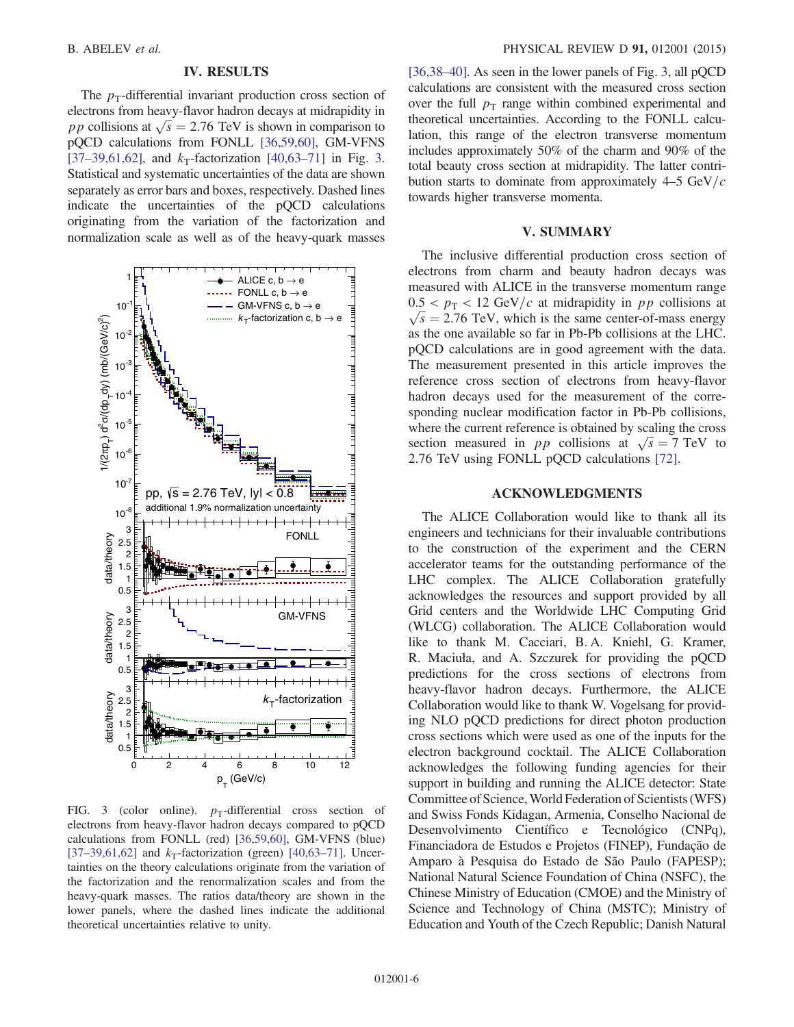## IV. RESULTS

The $p_T$-differential invariant production cross section of electrons from heavy-flavor hadron decays at midrapidity in $pp$ collisions at $\sqrt{s} = 2.76$ TeV is shown in comparison to pQCD calculations from FONLL [36,59,60], GM-VFNS [37–39,61,62], and $k_T$-factorization [40,63–71] in Fig. 3. Statistical and systematic uncertainties of the data are shown separately as error bars and boxes, respectively. Dashed lines indicate the uncertainties of the pQCD calculations originating from the variation of the factorization and normalization scale as well as of the heavy-quark masses [36,38–40]. As seen in the lower panels of Fig. 3, all pQCD calculations are consistent with the measured cross section over the full $p_T$ range within combined experimental and theoretical uncertainties. According to the FONLL calculation, this range of the electron transverse momentum includes approximately 50% of the charm and 90% of the total beauty cross section at midrapidity. The latter contribution starts to dominate from approximately 4–5 GeV/$c$ towards higher transverse momenta.

FIG. 3 (color online). $p_T$-differential cross section of electrons from heavy-flavor hadron decays compared to pQCD calculations from FONLL (red) [36,59,60], GM-VFNS (blue) [37–39,61,62] and $k_T$-factorization (green) [40,63–71]. Uncertainties on the theory calculations originate from the variation of the factorization and the renormalization scales and from the heavy-quark masses. The ratios data/theory are shown in the lower panels, where the dashed lines indicate the additional theoretical uncertainties relative to unity.

## V. SUMMARY

The inclusive differential production cross section of electrons from charm and beauty hadron decays was measured with ALICE in the transverse momentum range $0.5 < p_T < 12$ GeV/$c$ at midrapidity in $pp$ collisions at $\sqrt{s} = 2.76$ TeV, which is the same center-of-mass energy as the one available so far in Pb-Pb collisions at the LHC. pQCD calculations are in good agreement with the data. The measurement presented in this article improves the reference cross section of electrons from heavy-flavor hadron decays used for the measurement of the corresponding nuclear modification factor in Pb-Pb collisions, where the current reference is obtained by scaling the cross section measured in $pp$ collisions at $\sqrt{s} = 7$ TeV to 2.76 TeV using FONLL pQCD calculations [72].

## ACKNOWLEDGMENTS

The ALICE Collaboration would like to thank all its engineers and technicians for their invaluable contributions to the construction of the experiment and the CERN accelerator teams for the outstanding performance of the LHC complex. The ALICE Collaboration gratefully acknowledges the resources and support provided by all Grid centers and the Worldwide LHC Computing Grid (WLCG) collaboration. The ALICE Collaboration would like to thank M. Cacciari, B. A. Kniehl, G. Kramer, R. Maciuła, and A. Szczurek for providing the pQCD predictions for the cross sections of electrons from heavy-flavor hadron decays. Furthermore, the ALICE Collaboration would like to thank W. Vogelsang for providing NLO pQCD predictions for direct photon production cross sections which were used as one of the inputs for the electron background cocktail. The ALICE Collaboration acknowledges the following funding agencies for their support in building and running the ALICE detector: State Committee of Science, World Federation of Scientists (WFS) and Swiss Fonds Kidagan, Armenia, Conselho Nacional de Desenvolvimento Científico e Tecnológico (CNPq), Financiadora de Estudos e Projetos (FINEP), Fundação de Amparo à Pesquisa do Estado de São Paulo (FAPESP); National Natural Science Foundation of China (NSFC), the Chinese Ministry of Education (CMOE) and the Ministry of Science and Technology of China (MSTC); Ministry of Education and Youth of the Czech Republic; Danish Natural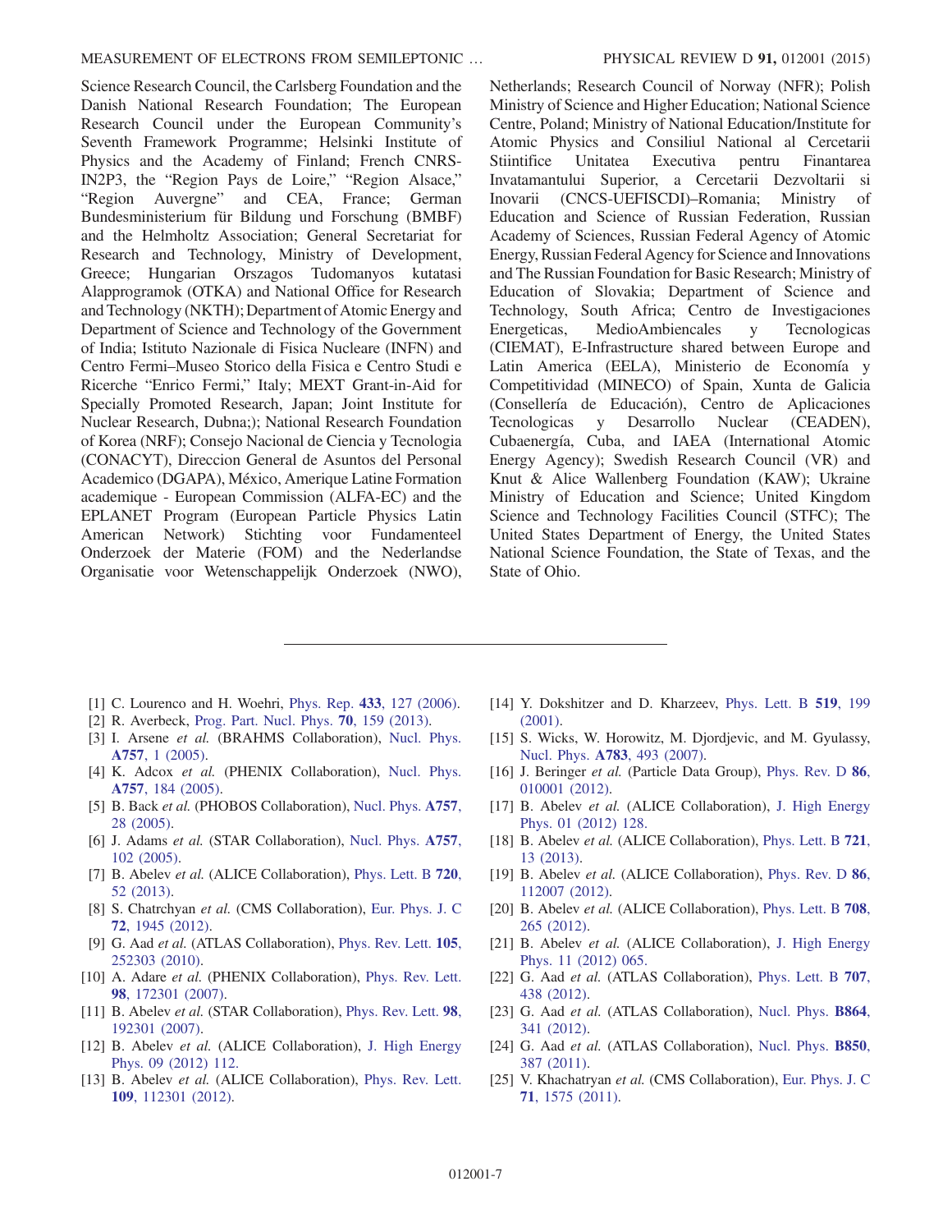Science Research Council, the Carlsberg Foundation and the Danish National Research Foundation; The European Research Council under the European Community's Seventh Framework Programme; Helsinki Institute of Physics and the Academy of Finland; French CNRS-IN2P3, the "Region Pays de Loire," "Region Alsace," "Region Auvergne" and CEA, France; German Bundesministerium für Bildung und Forschung (BMBF) and the Helmholtz Association; General Secretariat for Research and Technology, Ministry of Development, Greece; Hungarian Orszagos Tudomanyos kutatasi Alapprogramok (OTKA) and National Office for Research and Technology (NKTH); Department of Atomic Energy and Department of Science and Technology of the Government of India; Istituto Nazionale di Fisica Nucleare (INFN) and Centro Fermi–Museo Storico della Fisica e Centro Studi e Ricerche "Enrico Fermi," Italy; MEXT Grant-in-Aid for Specially Promoted Research, Japan; Joint Institute for Nuclear Research, Dubna;); National Research Foundation of Korea (NRF); Consejo Nacional de Ciencia y Tecnologia (CONACYT), Direccion General de Asuntos del Personal Academico (DGAPA), México, Amerique Latine Formation academique - European Commission (ALFA-EC) and the EPLANET Program (European Particle Physics Latin American Network) Stichting voor Fundamenteel Onderzoek der Materie (FOM) and the Nederlandse Organisatie voor Wetenschappelijk Onderzoek (NWO), Netherlands; Research Council of Norway (NFR); Polish Ministry of Science and Higher Education; National Science Centre, Poland; Ministry of National Education/Institute for Atomic Physics and Consiliul National al Cercetarii Stiintifice Unitatea Executiva pentru Finantarea Invatamantului Superior, a Cercetarii Dezvoltarii si Inovarii (CNCS-UEFISCDI)–Romania; Ministry of Education and Science of Russian Federation, Russian Academy of Sciences, Russian Federal Agency of Atomic Energy, Russian Federal Agency for Science and Innovations and The Russian Foundation for Basic Research; Ministry of Education of Slovakia; Department of Science and Technology, South Africa; Centro de Investigaciones Energeticas, MedioAmbiencales y Tecnologicas (CIEMAT), E-Infrastructure shared between Europe and Latin America (EELA), Ministerio de Economía y Competitividad (MINECO) of Spain, Xunta de Galicia (Consellería de Educación), Centro de Aplicaciones Tecnologicas y Desarrollo Nuclear (CEADEN), Cubaenergía, Cuba, and IAEA (International Atomic Energy Agency); Swedish Research Council (VR) and Knut & Alice Wallenberg Foundation (KAW); Ukraine Ministry of Education and Science; United Kingdom Science and Technology Facilities Council (STFC); The United States Department of Energy, the United States National Science Foundation, the State of Texas, and the State of Ohio.

---

[1] C. Lourenco and H. Woehri, Phys. Rep. **433**, 127 (2006).

[2] R. Averbeck, Prog. Part. Nucl. Phys. **70**, 159 (2013).

[3] I. Arsene *et al.* (BRAHMS Collaboration), Nucl. Phys. **A757**, 1 (2005).

[4] K. Adcox *et al.* (PHENIX Collaboration), Nucl. Phys. **A757**, 184 (2005).

[5] B. Back *et al.* (PHOBOS Collaboration), Nucl. Phys. **A757**, 28 (2005).

[6] J. Adams *et al.* (STAR Collaboration), Nucl. Phys. **A757**, 102 (2005).

[7] B. Abelev *et al.* (ALICE Collaboration), Phys. Lett. B **720**, 52 (2013).

[8] S. Chatrchyan *et al.* (CMS Collaboration), Eur. Phys. J. C **72**, 1945 (2012).

[9] G. Aad *et al.* (ATLAS Collaboration), Phys. Rev. Lett. **105**, 252303 (2010).

[10] A. Adare *et al.* (PHENIX Collaboration), Phys. Rev. Lett. **98**, 172301 (2007).

[11] B. Abelev *et al.* (STAR Collaboration), Phys. Rev. Lett. **98**, 192301 (2007).

[12] B. Abelev *et al.* (ALICE Collaboration), J. High Energy Phys. 09 (2012) 112.

[13] B. Abelev *et al.* (ALICE Collaboration), Phys. Rev. Lett. **109**, 112301 (2012).

[14] Y. Dokshitzer and D. Kharzeev, Phys. Lett. B **519**, 199 (2001).

[15] S. Wicks, W. Horowitz, M. Djordjevic, and M. Gyulassy, Nucl. Phys. **A783**, 493 (2007).

[16] J. Beringer *et al.* (Particle Data Group), Phys. Rev. D **86**, 010001 (2012).

[17] B. Abelev *et al.* (ALICE Collaboration), J. High Energy Phys. 01 (2012) 128.

[18] B. Abelev *et al.* (ALICE Collaboration), Phys. Lett. B **721**, 13 (2013).

[19] B. Abelev *et al.* (ALICE Collaboration), Phys. Rev. D **86**, 112007 (2012).

[20] B. Abelev *et al.* (ALICE Collaboration), Phys. Lett. B **708**, 265 (2012).

[21] B. Abelev *et al.* (ALICE Collaboration), J. High Energy Phys. 11 (2012) 065.

[22] G. Aad *et al.* (ATLAS Collaboration), Phys. Lett. B **707**, 438 (2012).

[23] G. Aad *et al.* (ATLAS Collaboration), Nucl. Phys. **B864**, 341 (2012).

[24] G. Aad *et al.* (ATLAS Collaboration), Nucl. Phys. **B850**, 387 (2011).

[25] V. Khachatryan *et al.* (CMS Collaboration), Eur. Phys. J. C **71**, 1575 (2011).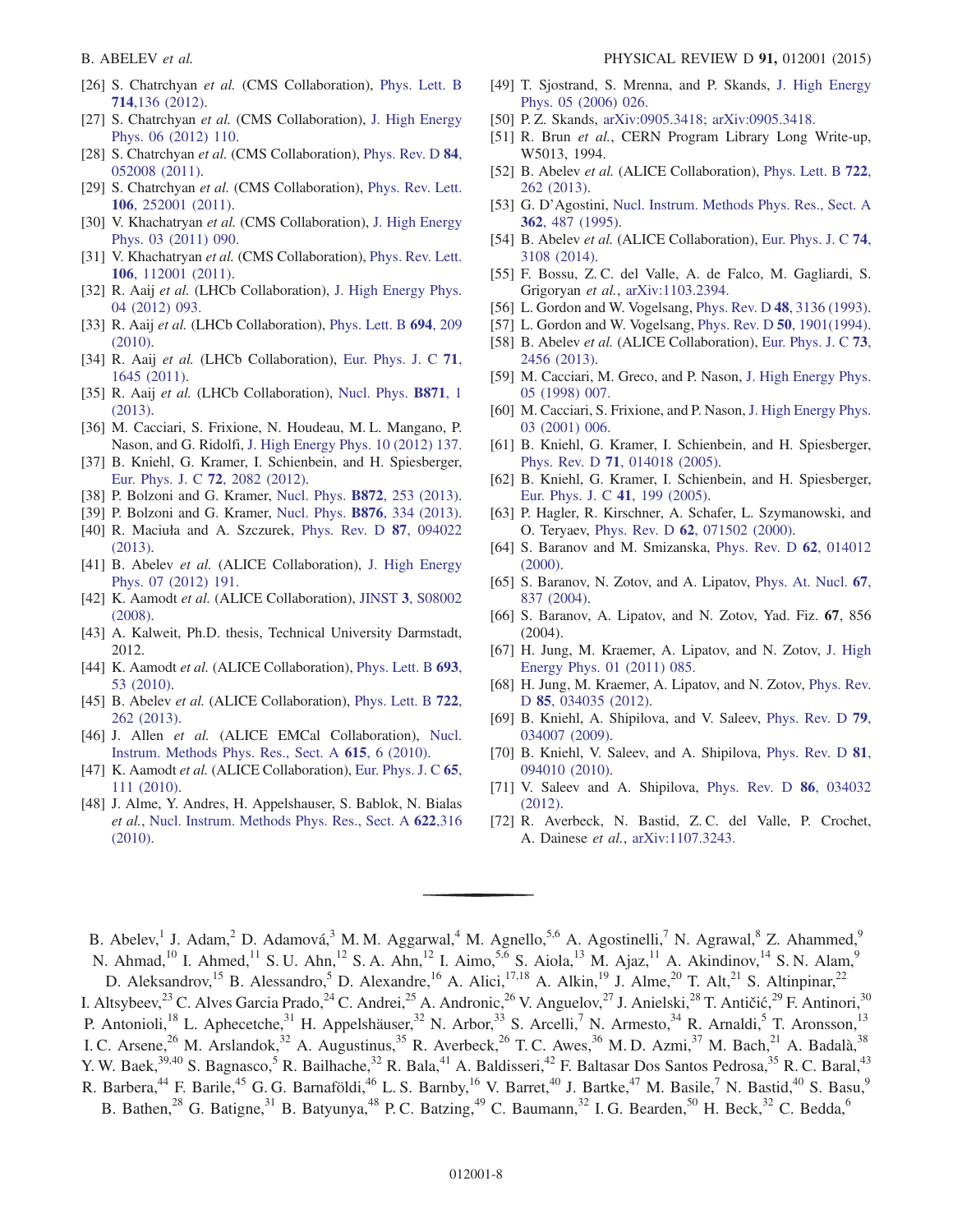[26] S. Chatrchyan *et al.* (CMS Collaboration), Phys. Lett. B **714**,136 (2012).

[27] S. Chatrchyan *et al.* (CMS Collaboration), J. High Energy Phys. 06 (2012) 110.

[28] S. Chatrchyan *et al.* (CMS Collaboration), Phys. Rev. D **84**, 052008 (2011).

[29] S. Chatrchyan *et al.* (CMS Collaboration), Phys. Rev. Lett. **106**, 252001 (2011).

[30] V. Khachatryan *et al.* (CMS Collaboration), J. High Energy Phys. 03 (2011) 090.

[31] V. Khachatryan *et al.* (CMS Collaboration), Phys. Rev. Lett. **106**, 112001 (2011).

[32] R. Aaij *et al.* (LHCb Collaboration), J. High Energy Phys. 04 (2012) 093.

[33] R. Aaij *et al.* (LHCb Collaboration), Phys. Lett. B **694**, 209 (2010).

[34] R. Aaij *et al.* (LHCb Collaboration), Eur. Phys. J. C **71**, 1645 (2011).

[35] R. Aaij *et al.* (LHCb Collaboration), Nucl. Phys. **B871**, 1 (2013).

[36] M. Cacciari, S. Frixione, N. Houdeau, M. L. Mangano, P. Nason, and G. Ridolfi, J. High Energy Phys. 10 (2012) 137.

[37] B. Kniehl, G. Kramer, I. Schienbein, and H. Spiesberger, Eur. Phys. J. C **72**, 2082 (2012).

[38] P. Bolzoni and G. Kramer, Nucl. Phys. **B872**, 253 (2013).

[39] P. Bolzoni and G. Kramer, Nucl. Phys. **B876**, 334 (2013).

[40] R. Maciuła and A. Szczurek, Phys. Rev. D **87**, 094022 (2013).

[41] B. Abelev *et al.* (ALICE Collaboration), J. High Energy Phys. 07 (2012) 191.

[42] K. Aamodt *et al.* (ALICE Collaboration), JINST **3**, S08002 (2008).

[43] A. Kalweit, Ph.D. thesis, Technical University Darmstadt, 2012.

[44] K. Aamodt *et al.* (ALICE Collaboration), Phys. Lett. B **693**, 53 (2010).

[45] B. Abelev *et al.* (ALICE Collaboration), Phys. Lett. B **722**, 262 (2013).

[46] J. Allen *et al.* (ALICE EMCal Collaboration), Nucl. Instrum. Methods Phys. Res., Sect. A **615**, 6 (2010).

[47] K. Aamodt *et al.* (ALICE Collaboration), Eur. Phys. J. C **65**, 111 (2010).

[48] J. Alme, Y. Andres, H. Appelshauser, S. Bablok, N. Bialas *et al.*, Nucl. Instrum. Methods Phys. Res., Sect. A **622**,316 (2010).

[49] T. Sjostrand, S. Mrenna, and P. Skands, J. High Energy Phys. 05 (2006) 026.

[50] P. Z. Skands, arXiv:0905.3418; arXiv:0905.3418.

[51] R. Brun *et al.*, CERN Program Library Long Write-up, W5013, 1994.

[52] B. Abelev *et al.* (ALICE Collaboration), Phys. Lett. B **722**, 262 (2013).

[53] G. D'Agostini, Nucl. Instrum. Methods Phys. Res., Sect. A **362**, 487 (1995).

[54] B. Abelev *et al.* (ALICE Collaboration), Eur. Phys. J. C **74**, 3108 (2014).

[55] F. Bossu, Z. C. del Valle, A. de Falco, M. Gagliardi, S. Grigoryan *et al.*, arXiv:1103.2394.

[56] L. Gordon and W. Vogelsang, Phys. Rev. D **48**, 3136 (1993).

[57] L. Gordon and W. Vogelsang, Phys. Rev. D **50**, 1901(1994).

[58] B. Abelev *et al.* (ALICE Collaboration), Eur. Phys. J. C **73**, 2456 (2013).

[59] M. Cacciari, M. Greco, and P. Nason, J. High Energy Phys. 05 (1998) 007.

[60] M. Cacciari, S. Frixione, and P. Nason, J. High Energy Phys. 03 (2001) 006.

[61] B. Kniehl, G. Kramer, I. Schienbein, and H. Spiesberger, Phys. Rev. D **71**, 014018 (2005).

[62] B. Kniehl, G. Kramer, I. Schienbein, and H. Spiesberger, Eur. Phys. J. C **41**, 199 (2005).

[63] P. Hagler, R. Kirschner, A. Schafer, L. Szymanowski, and O. Teryaev, Phys. Rev. D **62**, 071502 (2000).

[64] S. Baranov and M. Smizanska, Phys. Rev. D **62**, 014012 (2000).

[65] S. Baranov, N. Zotov, and A. Lipatov, Phys. At. Nucl. **67**, 837 (2004).

[66] S. Baranov, A. Lipatov, and N. Zotov, Yad. Fiz. **67**, 856 (2004).

[67] H. Jung, M. Kraemer, A. Lipatov, and N. Zotov, J. High Energy Phys. 01 (2011) 085.

[68] H. Jung, M. Kraemer, A. Lipatov, and N. Zotov, Phys. Rev. D **85**, 034035 (2012).

[69] B. Kniehl, A. Shipilova, and V. Saleev, Phys. Rev. D **79**, 034007 (2009).

[70] B. Kniehl, V. Saleev, and A. Shipilova, Phys. Rev. D **81**, 094010 (2010).

[71] V. Saleev and A. Shipilova, Phys. Rev. D **86**, 034032 (2012).

[72] R. Averbeck, N. Bastid, Z. C. del Valle, P. Crochet, A. Dainese *et al.*, arXiv:1107.3243.

---

B. Abelev,[1] J. Adam,[2] D. Adamová,[3] M. M. Aggarwal,[4] M. Agnello,[5,6] A. Agostinelli,[7] N. Agrawal,[8] Z. Ahammed,[9] N. Ahmad,[10] I. Ahmed,[11] S. U. Ahn,[12] S. A. Ahn,[12] I. Aimo,[5,6] S. Aiola,[13] M. Ajaz,[11] A. Akindinov,[14] S. N. Alam,[9] D. Aleksandrov,[15] B. Alessandro,[5] D. Alexandre,[16] A. Alici,[17,18] A. Alkin,[19] J. Alme,[20] T. Alt,[21] S. Altinpinar,[22] I. Altsybeev,[23] C. Alves Garcia Prado,[24] C. Andrei,[25] A. Andronic,[26] V. Anguelov,[27] J. Anielski,[28] T. Antičić,[29] F. Antinori,[30] P. Antonioli,[18] L. Aphecetche,[31] H. Appelshäuser,[32] N. Arbor,[33] S. Arcelli,[7] N. Armesto,[34] R. Arnaldi,[5] T. Aronsson,[13] I. C. Arsene,[26] M. Arslandok,[32] A. Augustinus,[35] R. Averbeck,[26] T. C. Awes,[36] M. D. Azmi,[37] M. Bach,[21] A. Badalà,[38] Y. W. Baek,[39,40] S. Bagnasco,[5] R. Bailhache,[32] R. Bala,[41] A. Baldisseri,[42] F. Baltasar Dos Santos Pedrosa,[35] R. C. Baral,[43] R. Barbera,[44] F. Barile,[45] G. G. Barnaföldi,[46] L. S. Barnby,[16] V. Barret,[40] J. Bartke,[47] M. Basile,[7] N. Bastid,[40] S. Basu,[9] B. Bathen,[28] G. Batigne,[31] B. Batyunya,[48] P. C. Batzing,[49] C. Baumann,[32] I. G. Bearden,[50] H. Beck,[32] C. Bedda,[6]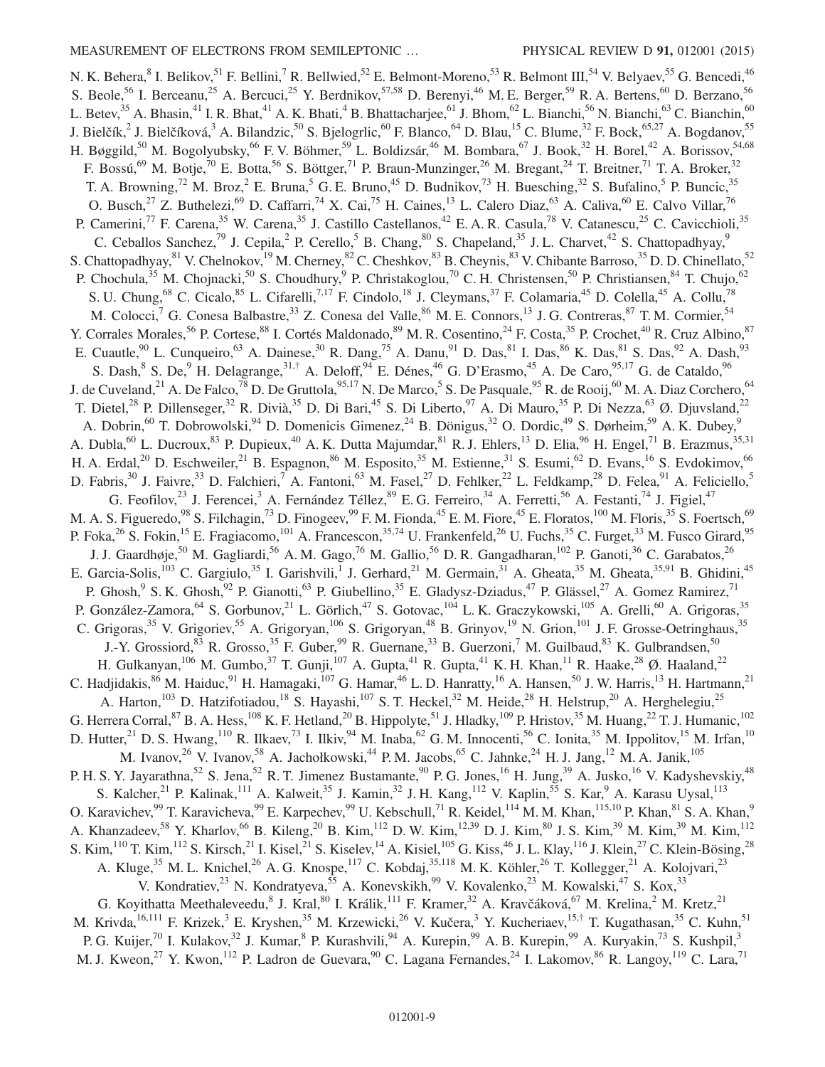N. K. Behera,[8] I. Belikov,[51] F. Bellini,[7] R. Bellwied,[52] E. Belmont-Moreno,[53] R. Belmont III,[54] V. Belyaev,[55] G. Bencedi,[46] S. Beole,[56] I. Berceanu,[25] A. Bercuci,[25] Y. Berdnikov,[57,58] D. Berenyi,[46] M. E. Berger,[59] R. A. Bertens,[60] D. Berzano,[56] L. Betev,[35] A. Bhasin,[41] I. R. Bhat,[41] A. K. Bhati,[4] B. Bhattacharjee,[61] J. Bhom,[62] L. Bianchi,[56] N. Bianchi,[63] C. Bianchin,[60] J. Bielčík,[2] J. Bielčíková,[3] A. Bilandzic,[50] S. Bjelogrlic,[60] F. Blanco,[64] D. Blau,[15] C. Blume,[32] F. Bock,[65,27] A. Bogdanov,[55] H. Bøggild,[50] M. Bogolyubsky,[66] F. V. Böhmer,[59] L. Boldizsár,[46] M. Bombara,[67] J. Book,[32] H. Borel,[42] A. Borissov,[54,68] F. Bossú,[69] M. Botje,[70] E. Botta,[56] S. Böttger,[71] P. Braun-Munzinger,[26] M. Bregant,[24] T. Breitner,[71] T. A. Broker,[32] T. A. Browning,[72] M. Broz,[2] E. Bruna,[5] G. E. Bruno,[45] D. Budnikov,[73] H. Buesching,[32] S. Bufalino,[5] P. Buncic,[35] O. Busch,[27] Z. Buthelezi,[69] D. Caffarri,[74] X. Cai,[75] H. Caines,[13] L. Calero Diaz,[63] A. Caliva,[60] E. Calvo Villar,[76] P. Camerini,[77] F. Carena,[35] W. Carena,[35] J. Castillo Castellanos,[42] E. A. R. Casula,[78] V. Catanescu,[25] C. Cavicchioli,[35] C. Ceballos Sanchez,[79] J. Cepila,[2] P. Cerello,[5] B. Chang,[80] S. Chapeland,[35] J. L. Charvet,[42] S. Chattopadhyay,[9] S. Chattopadhyay,[81] V. Chelnokov,[19] M. Cherney,[82] C. Cheshkov,[83] B. Cheynis,[83] V. Chibante Barroso,[35] D. D. Chinellato,[52] P. Chochula,[35] M. Chojnacki,[50] S. Choudhury,[9] P. Christakoglou,[70] C. H. Christensen,[50] P. Christiansen,[84] T. Chujo,[62] S. U. Chung,[68] C. Cicalo,[85] L. Cifarelli,[7,17] F. Cindolo,[18] J. Cleymans,[37] F. Colamaria,[45] D. Colella,[45] A. Collu,[78] M. Colocci,[7] G. Conesa Balbastre,[33] Z. Conesa del Valle,[86] M. E. Connors,[13] J. G. Contreras,[87] T. M. Cormier,[54] Y. Corrales Morales,[56] P. Cortese,[88] I. Cortés Maldonado,[89] M. R. Cosentino,[24] F. Costa,[35] P. Crochet,[40] R. Cruz Albino,[87] E. Cuautle,[90] L. Cunqueiro,[63] A. Dainese,[30] R. Dang,[75] A. Danu,[91] D. Das,[81] I. Das,[86] K. Das,[81] S. Das,[92] A. Dash,[93] S. Dash,[8] S. De,[9] H. Delagrange,[31,†] A. Deloff,[94] E. Dénes,[46] G. D'Erasmo,[45] A. De Caro,[95,17] G. de Cataldo,[96] J. de Cuveland,[21] A. De Falco,[78] D. De Gruttola,[95,17] N. De Marco,[5] S. De Pasquale,[95] R. de Rooij,[60] M. A. Diaz Corchero,[64] T. Dietel,[28] P. Dillenseger,[32] R. Divià,[35] D. Di Bari,[45] S. Di Liberto,[97] A. Di Mauro,[35] P. Di Nezza,[63] Ø. Djuvsland,[22] A. Dobrin,[60] T. Dobrowolski,[94] D. Domenicis Gimenez,[24] B. Dönigus,[32] O. Dordic,[49] S. Dørheim,[59] A. K. Dubey,[9] A. Dubla,[60] L. Ducroux,[83] P. Dupieux,[40] A. K. Dutta Majumdar,[81] R. J. Ehlers,[13] D. Elia,[96] H. Engel,[71] B. Erazmus,[35,31] H. A. Erdal,[20] D. Eschweiler,[21] B. Espagnon,[86] M. Esposito,[35] M. Estienne,[31] S. Esumi,[62] D. Evans,[16] S. Evdokimov,[66] D. Fabris,[30] J. Faivre,[33] D. Falchieri,[7] A. Fantoni,[63] M. Fasel,[27] D. Fehlker,[22] L. Feldkamp,[28] D. Felea,[91] A. Feliciello,[5] G. Feofilov,[23] J. Ferencei,[3] A. Fernández Téllez,[89] E. G. Ferreiro,[34] A. Ferretti,[56] A. Festanti,[74] J. Figiel,[47] M. A. S. Figueredo,[98] S. Filchagin,[73] D. Finogeev,[99] F. M. Fionda,[45] E. M. Fiore,[45] E. Floratos,[100] M. Floris,[35] S. Foertsch,[69] P. Foka,[26] S. Fokin,[15] E. Fragiacomo,[101] A. Francescon,[35,74] U. Frankenfeld,[26] U. Fuchs,[35] C. Furget,[33] M. Fusco Girard,[95] J. J. Gaardhøje,[50] M. Gagliardi,[56] A. M. Gago,[76] M. Gallio,[56] D. R. Gangadharan,[102] P. Ganoti,[36] C. Garabatos,[26] E. Garcia-Solis,[103] C. Gargiulo,[35] I. Garishvili,[1] J. Gerhard,[21] M. Germain,[31] A. Gheata,[35] M. Gheata,[35,91] B. Ghidini,[45] P. Ghosh,[9] S. K. Ghosh,[92] P. Gianotti,[63] P. Giubellino,[35] E. Gladysz-Dziadus,[47] P. Glässel,[27] A. Gomez Ramirez,[71] P. González-Zamora,[64] S. Gorbunov,[21] L. Görlich,[47] S. Gotovac,[104] L. K. Graczykowski,[105] A. Grelli,[60] A. Grigoras,[35] C. Grigoras,[35] V. Grigoriev,[55] A. Grigoryan,[106] S. Grigoryan,[48] B. Grinyov,[19] N. Grion,[101] J. F. Grosse-Oetringhaus,[35] J.-Y. Grossiord,[83] R. Grosso,[35] F. Guber,[99] R. Guernane,[33] B. Guerzoni,[7] M. Guilbaud,[83] K. Gulbrandsen,[50] H. Gulkanyan,[106] M. Gumbo,[37] T. Gunji,[107] A. Gupta,[41] R. Gupta,[41] K. H. Khan,[11] R. Haake,[28] Ø. Haaland,[22] C. Hadjidakis,[86] M. Haiduc,[91] H. Hamagaki,[107] G. Hamar,[46] L. D. Hanratty,[16] A. Hansen,[50] J. W. Harris,[13] H. Hartmann,[21] A. Harton,[103] D. Hatzifotiadou,[18] S. Hayashi,[107] S. T. Heckel,[32] M. Heide,[28] H. Helstrup,[20] A. Herghelegiu,[25] G. Herrera Corral,[87] B. A. Hess,[108] K. F. Hetland,[20] B. Hippolyte,[51] J. Hladky,[109] P. Hristov,[35] M. Huang,[22] T. J. Humanic,[102] D. Hutter,[21] D. S. Hwang,[110] R. Ilkaev,[73] I. Ilkiv,[94] M. Inaba,[62] G. M. Innocenti,[56] C. Ionita,[35] M. Ippolitov,[15] M. Irfan,[10] M. Ivanov,[26] V. Ivanov,[58] A. Jachołkowski,[44] P. M. Jacobs,[65] C. Jahnke,[24] H. J. Jang,[12] M. A. Janik,[105] P. H. S. Y. Jayarathna,[52] S. Jena,[52] R. T. Jimenez Bustamante,[90] P. G. Jones,[16] H. Jung,[39] A. Jusko,[16] V. Kadyshevskiy,[48] S. Kalcher,[21] P. Kalinak,[111] A. Kalweit,[35] J. Kamin,[32] J. H. Kang,[112] V. Kaplin,[55] S. Kar,[9] A. Karasu Uysal,[113] O. Karavichev,[99] T. Karavicheva,[99] E. Karpechev,[99] U. Kebschull,[71] R. Keidel,[114] M. M. Khan,[115,10] P. Khan,[81] S. A. Khan,[9] A. Khanzadeev,[58] Y. Kharlov,[66] B. Kileng,[20] B. Kim,[112] D. W. Kim,[12,39] D. J. Kim,[80] J. S. Kim,[39] M. Kim,[39] M. Kim,[112] S. Kim,[110] T. Kim,[112] S. Kirsch,[21] I. Kisel,[21] S. Kiselev,[14] A. Kisiel,[105] G. Kiss,[46] J. L. Klay,[116] J. Klein,[27] C. Klein-Bösing,[28] A. Kluge,[35] M. L. Knichel,[26] A. G. Knospe,[117] C. Kobdaj,[35,118] M. K. Köhler,[26] T. Kollegger,[21] A. Kolojvari,[23] V. Kondratiev,[23] N. Kondratyeva,[55] A. Konevskikh,[99] V. Kovalenko,[23] M. Kowalski,[47] S. Kox,[33] G. Koyithatta Meethaleveedu,[8] J. Kral,[80] I. Králik,[111] F. Kramer,[32] A. Kravčáková,[67] M. Krelina,[2] M. Kretz,[21] M. Krivda,[16,111] F. Krizek,[3] E. Kryshen,[35] M. Krzewicki,[26] V. Kučera,[3] Y. Kucheriaev,[15,†] T. Kugathasan,[35] C. Kuhn,[51] P. G. Kuijer,[70] I. Kulakov,[32] J. Kumar,[8] P. Kurashvili,[94] A. Kurepin,[99] A. B. Kurepin,[99] A. Kuryakin,[73] S. Kushpil,[3] M. J. Kweon,[27] Y. Kwon,[112] P. Ladron de Guevara,[90] C. Lagana Fernandes,[24] I. Lakomov,[86] R. Langoy,[119] C. Lara,[71]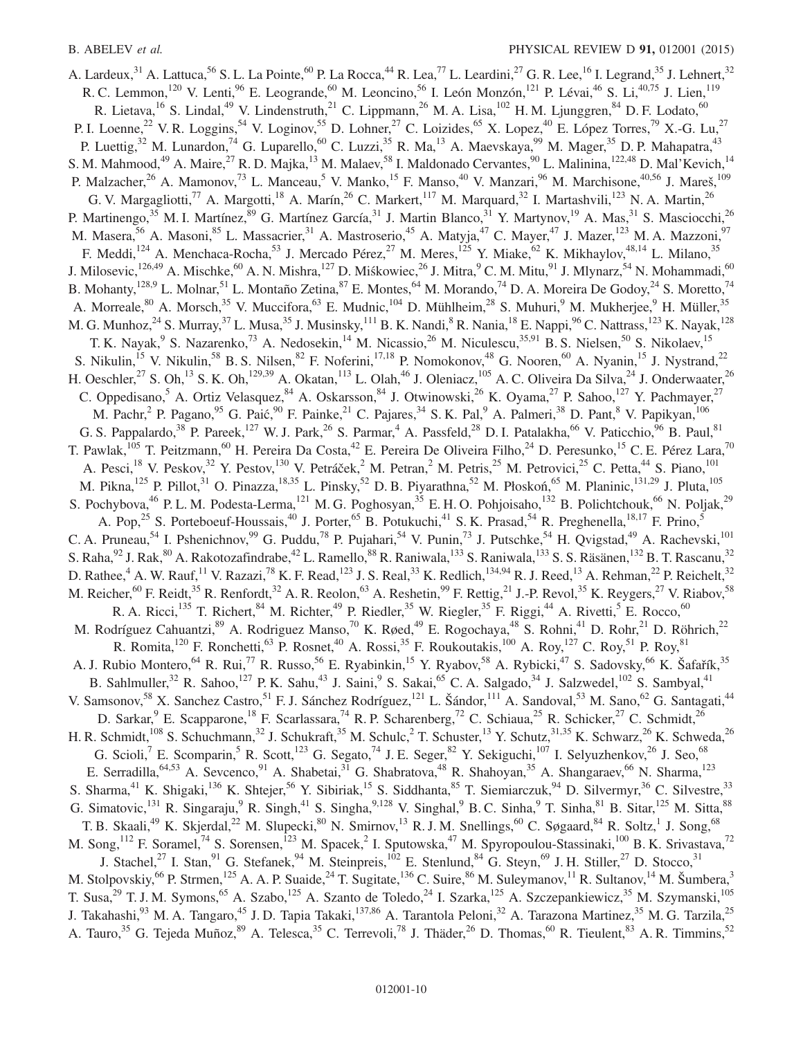A. Lardeux,[31] A. Lattuca,[56] S. L. La Pointe,[60] P. La Rocca,[44] R. Lea,[77] L. Leardini,[27] G. R. Lee,[16] I. Legrand,[35] J. Lehnert,[32] R. C. Lemmon,[120] V. Lenti,[96] E. Leogrande,[60] M. Leoncino,[56] I. León Monzón,[121] P. Lévai,[46] S. Li,[40,75] J. Lien,[119] R. Lietava,[16] S. Lindal,[49] V. Lindenstruth,[21] C. Lippmann,[26] M. A. Lisa,[102] H. M. Ljunggren,[84] D. F. Lodato,[60] P. I. Loenne,[22] V. R. Loggins,[54] V. Loginov,[55] D. Lohner,[27] C. Loizides,[65] X. Lopez,[40] E. López Torres,[79] X.-G. Lu,[27] P. Luettig,[32] M. Lunardon,[74] G. Luparello,[60] C. Luzzi,[35] R. Ma,[13] A. Maevskaya,[99] M. Mager,[35] D. P. Mahapatra,[43] S. M. Mahmood,[49] A. Maire,[27] R. D. Majka,[13] M. Malaev,[58] I. Maldonado Cervantes,[90] L. Malinina,[122,48] D. Mal'Kevich,[14] P. Malzacher,[26] A. Mamonov,[73] L. Manceau,[5] V. Manko,[15] F. Manso,[40] V. Manzari,[96] M. Marchisone,[40,56] J. Mareš,[109] G. V. Margagliotti,[77] A. Margotti,[18] A. Marín,[26] C. Markert,[117] M. Marquard,[32] I. Martashvili,[123] N. A. Martin,[26] P. Martinengo,[35] M. I. Martínez,[89] G. Martínez García,[31] J. Martin Blanco,[31] Y. Martynov,[19] A. Mas,[31] S. Masciocchi,[26] M. Masera,[56] A. Masoni,[85] L. Massacrier,[31] A. Mastroserio,[45] A. Matyja,[47] C. Mayer,[47] J. Mazer,[123] M. A. Mazzoni,[97] F. Meddi,[124] A. Menchaca-Rocha,[53] J. Mercado Pérez,[27] M. Meres,[125] Y. Miake,[62] K. Mikhaylov,[48,14] L. Milano,[35] J. Milosevic,[126,49] A. Mischke,[60] A. N. Mishra,[127] D. Miśkowiec,[26] J. Mitra,[9] C. M. Mitu,[91] J. Mlynarz,[54] N. Mohammadi,[60] B. Mohanty,[128,9] L. Molnar,[51] L. Montaño Zetina,[87] E. Montes,[64] M. Morando,[74] D. A. Moreira De Godoy,[24] S. Moretto,[74] A. Morreale,[80] A. Morsch,[35] V. Muccifora,[63] E. Mudnic,[104] D. Mühlheim,[28] S. Muhuri,[9] M. Mukherjee,[9] H. Müller,[35] M. G. Munhoz,[24] S. Murray,[37] L. Musa,[35] J. Musinsky,[111] B. K. Nandi,[8] R. Nania,[18] E. Nappi,[96] C. Nattrass,[123] K. Nayak,[128] T. K. Nayak,[9] S. Nazarenko,[73] A. Nedosekin,[14] M. Nicassio,[26] M. Niculescu,[35,91] B. S. Nielsen,[50] S. Nikolaev,[15] S. Nikulin,[15] V. Nikulin,[58] B. S. Nilsen,[82] F. Noferini,[17,18] P. Nomokonov,[48] G. Nooren,[60] A. Nyanin,[15] J. Nystrand,[22] H. Oeschler,[27] S. Oh,[13] S. K. Oh,[129,39] A. Okatan,[113] L. Olah,[46] J. Oleniacz,[105] A. C. Oliveira Da Silva,[24] J. Onderwaater,[26] C. Oppedisano,[5] A. Ortiz Velasquez,[84] A. Oskarsson,[84] J. Otwinowski,[26] K. Oyama,[27] P. Sahoo,[127] Y. Pachmayer,[27] M. Pachr,[2] P. Pagano,[95] G. Paić,[90] F. Painke,[21] C. Pajares,[34] S. K. Pal,[9] A. Palmeri,[38] D. Pant,[8] V. Papikyan,[106] G. S. Pappalardo,[38] P. Pareek,[127] W. J. Park,[26] S. Parmar,[4] A. Passfeld,[28] D. I. Patalakha,[66] V. Paticchio,[96] B. Paul,[81] T. Pawlak,[105] T. Peitzmann,[60] H. Pereira Da Costa,[42] E. Pereira De Oliveira Filho,[24] D. Peresunko,[15] C. E. Pérez Lara,[70] A. Pesci,[18] V. Peskov,[32] Y. Pestov,[130] V. Petráček,[2] M. Petran,[2] M. Petris,[25] M. Petrovici,[25] C. Petta,[44] S. Piano,[101] M. Pikna,[125] P. Pillot,[31] O. Pinazza,[18,35] L. Pinsky,[52] D. B. Piyarathna,[52] M. Płoskoń,[65] M. Planinic,[131,29] J. Pluta,[105] S. Pochybova,[46] P. L. M. Podesta-Lerma,[121] M. G. Poghosyan,[35] E. H. O. Pohjoisaho,[132] B. Polichtchouk,[66] N. Poljak,[29] A. Pop,[25] S. Porteboeuf-Houssais,[40] J. Porter,[65] B. Potukuchi,[41] S. K. Prasad,[54] R. Preghenella,[18,17] F. Prino,[5] C. A. Pruneau,[54] I. Pshenichnov,[99] G. Puddu,[78] P. Pujahari,[54] V. Punin,[73] J. Putschke,[54] H. Qvigstad,[49] A. Rachevski,[101] S. Raha,[92] J. Rak,[80] A. Rakotozafindrabe,[42] L. Ramello,[88] R. Raniwala,[133] S. Raniwala,[133] S. S. Räsänen,[132] B. T. Rascanu,[32] D. Rathee,[4] A. W. Rauf,[11] V. Razazi,[78] K. F. Read,[123] J. S. Real,[33] K. Redlich,[134,94] R. J. Reed,[13] A. Rehman,[22] P. Reichelt,[32] M. Reicher,[60] F. Reidt,[35] R. Renfordt,[32] A. R. Reolon,[63] A. Reshetin,[99] F. Rettig,[21] J.-P. Revol,[35] K. Reygers,[27] V. Riabov,[58] R. A. Ricci,[135] T. Richert,[84] M. Richter,[49] P. Riedler,[35] W. Riegler,[35] F. Riggi,[44] A. Rivetti,[5] E. Rocco,[60] M. Rodríguez Cahuantzi,[89] A. Rodriguez Manso,[70] K. Røed,[49] E. Rogochaya,[48] S. Rohni,[41] D. Rohr,[21] D. Röhrich,[22] R. Romita,[120] F. Ronchetti,[63] P. Rosnet,[40] A. Rossi,[35] F. Roukoutakis,[100] A. Roy,[127] C. Roy,[51] P. Roy,[81] A. J. Rubio Montero,[64] R. Rui,[77] R. Russo,[56] E. Ryabinkin,[15] Y. Ryabov,[58] A. Rybicki,[47] S. Sadovsky,[66] K. Šafařík,[35] B. Sahlmuller,[32] R. Sahoo,[127] P. K. Sahu,[43] J. Saini,[9] S. Sakai,[65] C. A. Salgado,[34] J. Salzwedel,[102] S. Sambyal,[41] V. Samsonov,[58] X. Sanchez Castro,[51] F. J. Sánchez Rodríguez,[121] L. Šándor,[111] A. Sandoval,[53] M. Sano,[62] G. Santagati,[44] D. Sarkar,[9] E. Scapparone,[18] F. Scarlassara,[74] R. P. Scharenberg,[72] C. Schiaua,[25] R. Schicker,[27] C. Schmidt,[26] H. R. Schmidt,[108] S. Schuchmann,[32] J. Schukraft,[35] M. Schulc,[2] T. Schuster,[13] Y. Schutz,[31,35] K. Schwarz,[26] K. Schweda,[26] G. Scioli,[7] E. Scomparin,[5] R. Scott,[123] G. Segato,[74] J. E. Seger,[82] Y. Sekiguchi,[107] I. Selyuzhenkov,[26] J. Seo,[68] E. Serradilla,[64,53] A. Sevcenco,[91] A. Shabetai,[31] G. Shabratova,[48] R. Shahoyan,[35] A. Shangaraev,[66] N. Sharma,[123] S. Sharma,[41] K. Shigaki,[136] K. Shtejer,[56] Y. Sibiriak,[15] S. Siddhanta,[85] T. Siemiarczuk,[94] D. Silvermyr,[36] C. Silvestre,[33] G. Simatovic,[131] R. Singaraju,[9] R. Singh,[41] S. Singha,[9,128] V. Singhal,[9] B. C. Sinha,[9] T. Sinha,[81] B. Sitar,[125] M. Sitta,[88] T. B. Skaali,[49] K. Skjerdal,[22] M. Slupecki,[80] N. Smirnov,[13] R. J. M. Snellings,[60] C. Søgaard,[84] R. Soltz,[1] J. Song,[68] M. Song,[112] F. Soramel,[74] S. Sorensen,[123] M. Spacek,[2] I. Sputowska,[47] M. Spyropoulou-Stassinaki,[100] B. K. Srivastava,[72] J. Stachel,[27] I. Stan,[91] G. Stefanek,[94] M. Steinpreis,[102] E. Stenlund,[84] G. Steyn,[69] J. H. Stiller,[27] D. Stocco,[31] M. Stolpovskiy,[66] P. Strmen,[125] A. A. P. Suaide,[24] T. Sugitate,[136] C. Suire,[86] M. Suleymanov,[11] R. Sultanov,[14] M. Šumbera,[3] T. Susa,[29] T. J. M. Symons,[65] A. Szabo,[125] A. Szanto de Toledo,[24] I. Szarka,[125] A. Szczepankiewicz,[35] M. Szymanski,[105] J. Takahashi,[93] M. A. Tangaro,[45] J. D. Tapia Takaki,[137,86] A. Tarantola Peloni,[32] A. Tarazona Martinez,[35] M. G. Tarzila,[25] A. Tauro,[35] G. Tejeda Muñoz,[89] A. Telesca,[35] C. Terrevoli,[78] J. Thäder,[26] D. Thomas,[60] R. Tieulent,[83] A. R. Timmins,[52]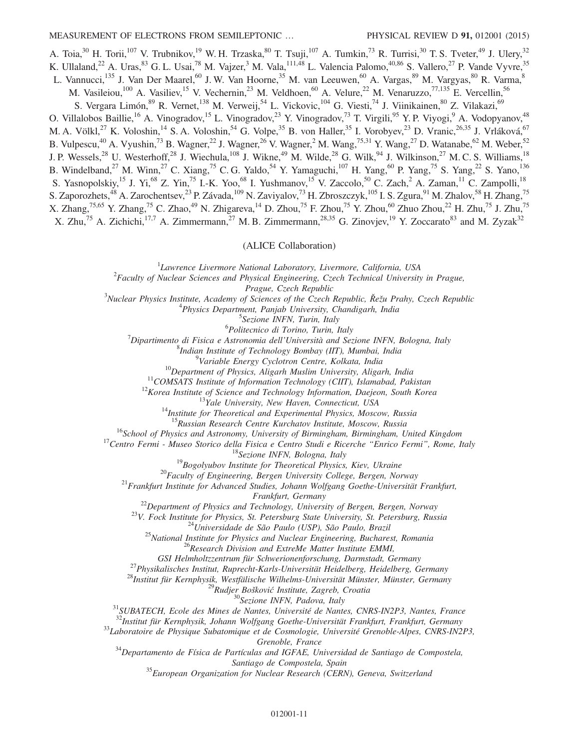A. Toia,[30] H. Torii,[107] V. Trubnikov,[19] W. H. Trzaska,[80] T. Tsuji,[107] A. Tumkin,[73] R. Turrisi,[30] T. S. Tveter,[49] J. Ulery,[32] K. Ullaland,[22] A. Uras,[83] G. L. Usai,[78] M. Vajzer,[3] M. Vala,[111,48] L. Valencia Palomo,[40,86] S. Vallero,[27] P. Vande Vyvre,[35] L. Vannucci,[135] J. Van Der Maarel,[60] J. W. Van Hoorne,[35] M. van Leeuwen,[60] A. Vargas,[89] M. Vargyas,[80] R. Varma,[8] M. Vasileiou,[100] A. Vasiliev,[15] V. Vechernin,[23] M. Veldhoen,[60] A. Velure,[22] M. Venaruzzo,[77,135] E. Vercellin,[56] S. Vergara Limón,[89] R. Vernet,[138] M. Verweij,[54] L. Vickovic,[104] G. Viesti,[74] J. Viinikainen,[80] Z. Vilakazi,[69] O. Villalobos Baillie,[16] A. Vinogradov,[15] L. Vinogradov,[23] Y. Vinogradov,[73] T. Virgili,[95] Y. P. Viyogi,[9] A. Vodopyanov,[48] M. A. Völkl,[27] K. Voloshin,[14] S. A. Voloshin,[54] G. Volpe,[35] B. von Haller,[35] I. Vorobyev,[23] D. Vranic,[26,35] J. Vrláková,[67] B. Vulpescu,[40] A. Vyushin,[73] B. Wagner,[22] J. Wagner,[26] V. Wagner,[2] M. Wang,[75,31] Y. Wang,[27] D. Watanabe,[62] M. Weber,[52] J. P. Wessels,[28] U. Westerhoff,[28] J. Wiechula,[108] J. Wikne,[49] M. Wilde,[28] G. Wilk,[94] J. Wilkinson,[27] M. C. S. Williams,[18] B. Windelband,[27] M. Winn,[27] C. Xiang,[75] C. G. Yaldo,[54] Y. Yamaguchi,[107] H. Yang,[60] P. Yang,[75] S. Yang,[22] S. Yano,[136] S. Yasnopolskiy,[15] J. Yi,[68] Z. Yin,[75] I.-K. Yoo,[68] I. Yushmanov,[15] V. Zaccolo,[50] C. Zach,[2] A. Zaman,[11] C. Zampolli,[18] S. Zaporozhets,[48] A. Zarochentsev,[23] P. Závada,[109] N. Zaviyalov,[73] H. Zbroszczyk,[105] I. S. Zgura,[91] M. Zhalov,[58] H. Zhang,[75] X. Zhang,[75,65] Y. Zhang,[75] C. Zhao,[49] N. Zhigareva,[14] D. Zhou,[75] F. Zhou,[75] Y. Zhou,[60] Zhuo Zhou,[22] H. Zhu,[75] J. Zhu,[75] X. Zhu,[75] A. Zichichi,[17,7] A. Zimmermann,[27] M. B. Zimmermann,[28,35] G. Zinovjev,[19] Y. Zoccarato[83] and M. Zyzak[32]

(ALICE Collaboration)

[1] *Lawrence Livermore National Laboratory, Livermore, California, USA*
[2] *Faculty of Nuclear Sciences and Physical Engineering, Czech Technical University in Prague, Prague, Czech Republic*
[3] *Nuclear Physics Institute, Academy of Sciences of the Czech Republic, Řežu Prahy, Czech Republic*
[4] *Physics Department, Panjab University, Chandigarh, India*
[5] *Sezione INFN, Turin, Italy*
[6] *Politecnico di Torino, Turin, Italy*
[7] *Dipartimento di Fisica e Astronomia dell'Università and Sezione INFN, Bologna, Italy*
[8] *Indian Institute of Technology Bombay (IIT), Mumbai, India*
[9] *Variable Energy Cyclotron Centre, Kolkata, India*
[10] *Department of Physics, Aligarh Muslim University, Aligarh, India*
[11] *COMSATS Institute of Information Technology (CIIT), Islamabad, Pakistan*
[12] *Korea Institute of Science and Technology Information, Daejeon, South Korea*
[13] *Yale University, New Haven, Connecticut, USA*
[14] *Institute for Theoretical and Experimental Physics, Moscow, Russia*
[15] *Russian Research Centre Kurchatov Institute, Moscow, Russia*
[16] *School of Physics and Astronomy, University of Birmingham, Birmingham, United Kingdom*
[17] *Centro Fermi - Museo Storico della Fisica e Centro Studi e Ricerche "Enrico Fermi", Rome, Italy*
[18] *Sezione INFN, Bologna, Italy*
[19] *Bogolyubov Institute for Theoretical Physics, Kiev, Ukraine*
[20] *Faculty of Engineering, Bergen University College, Bergen, Norway*
[21] *Frankfurt Institute for Advanced Studies, Johann Wolfgang Goethe-Universität Frankfurt, Frankfurt, Germany*
[22] *Department of Physics and Technology, University of Bergen, Bergen, Norway*
[23] *V. Fock Institute for Physics, St. Petersburg State University, St. Petersburg, Russia*
[24] *Universidade de São Paulo (USP), São Paulo, Brazil*
[25] *National Institute for Physics and Nuclear Engineering, Bucharest, Romania*
[26] *Research Division and ExtreMe Matter Institute EMMI, GSI Helmholtzzentrum für Schwerionenforschung, Darmstadt, Germany*
[27] *Physikalisches Institut, Ruprecht-Karls-Universität Heidelberg, Heidelberg, Germany*
[28] *Institut für Kernphysik, Westfälische Wilhelms-Universität Münster, Münster, Germany*
[29] *Rudjer Bošković Institute, Zagreb, Croatia*
[30] *Sezione INFN, Padova, Italy*
[31] *SUBATECH, Ecole des Mines de Nantes, Université de Nantes, CNRS-IN2P3, Nantes, France*
[32] *Institut für Kernphysik, Johann Wolfgang Goethe-Universität Frankfurt, Frankfurt, Germany*
[33] *Laboratoire de Physique Subatomique et de Cosmologie, Université Grenoble-Alpes, CNRS-IN2P3, Grenoble, France*
[34] *Departamento de Física de Partículas and IGFAE, Universidad de Santiago de Compostela, Santiago de Compostela, Spain*
[35] *European Organization for Nuclear Research (CERN), Geneva, Switzerland*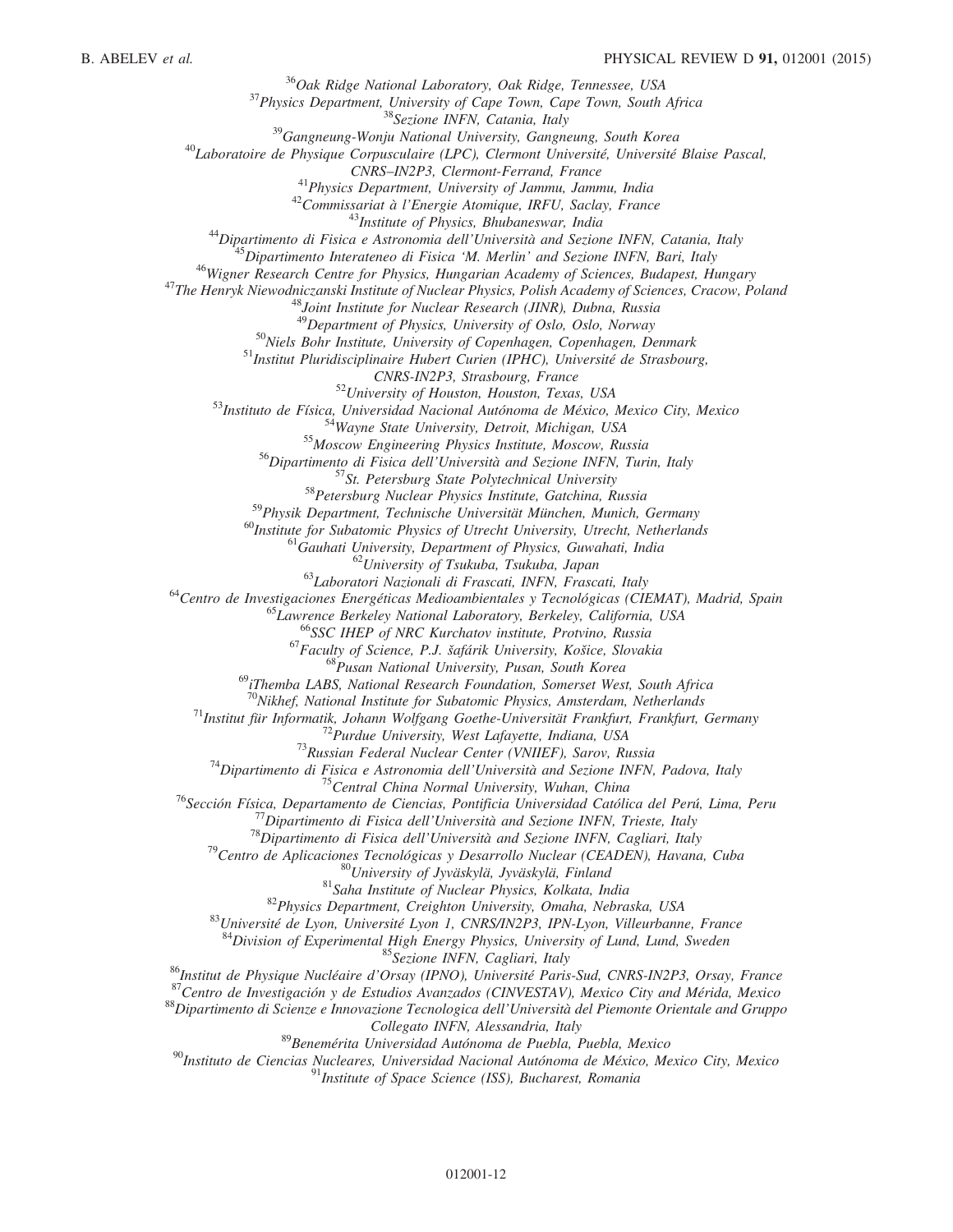[36]*Oak Ridge National Laboratory, Oak Ridge, Tennessee, USA*
[37]*Physics Department, University of Cape Town, Cape Town, South Africa*
[38]*Sezione INFN, Catania, Italy*
[39]*Gangneung-Wonju National University, Gangneung, South Korea*
[40]*Laboratoire de Physique Corpusculaire (LPC), Clermont Université, Université Blaise Pascal, CNRS–IN2P3, Clermont-Ferrand, France*
[41]*Physics Department, University of Jammu, Jammu, India*
[42]*Commissariat à l'Energie Atomique, IRFU, Saclay, France*
[43]*Institute of Physics, Bhubaneswar, India*
[44]*Dipartimento di Fisica e Astronomia dell'Università and Sezione INFN, Catania, Italy*
[45]*Dipartimento Interateneo di Fisica 'M. Merlin' and Sezione INFN, Bari, Italy*
[46]*Wigner Research Centre for Physics, Hungarian Academy of Sciences, Budapest, Hungary*
[47]*The Henryk Niewodniczanski Institute of Nuclear Physics, Polish Academy of Sciences, Cracow, Poland*
[48]*Joint Institute for Nuclear Research (JINR), Dubna, Russia*
[49]*Department of Physics, University of Oslo, Oslo, Norway*
[50]*Niels Bohr Institute, University of Copenhagen, Copenhagen, Denmark*
[51]*Institut Pluridisciplinaire Hubert Curien (IPHC), Université de Strasbourg, CNRS-IN2P3, Strasbourg, France*
[52]*University of Houston, Houston, Texas, USA*
[53]*Instituto de Física, Universidad Nacional Autónoma de México, Mexico City, Mexico*
[54]*Wayne State University, Detroit, Michigan, USA*
[55]*Moscow Engineering Physics Institute, Moscow, Russia*
[56]*Dipartimento di Fisica dell'Università and Sezione INFN, Turin, Italy*
[57]*St. Petersburg State Polytechnical University*
[58]*Petersburg Nuclear Physics Institute, Gatchina, Russia*
[59]*Physik Department, Technische Universität München, Munich, Germany*
[60]*Institute for Subatomic Physics of Utrecht University, Utrecht, Netherlands*
[61]*Gauhati University, Department of Physics, Guwahati, India*
[62]*University of Tsukuba, Tsukuba, Japan*
[63]*Laboratori Nazionali di Frascati, INFN, Frascati, Italy*
[64]*Centro de Investigaciones Energéticas Medioambientales y Tecnológicas (CIEMAT), Madrid, Spain*
[65]*Lawrence Berkeley National Laboratory, Berkeley, California, USA*
[66]*SSC IHEP of NRC Kurchatov institute, Protvino, Russia*
[67]*Faculty of Science, P.J. šafárik University, Košice, Slovakia*
[68]*Pusan National University, Pusan, South Korea*
[69]*iThemba LABS, National Research Foundation, Somerset West, South Africa*
[70]*Nikhef, National Institute for Subatomic Physics, Amsterdam, Netherlands*
[71]*Institut für Informatik, Johann Wolfgang Goethe-Universität Frankfurt, Frankfurt, Germany*
[72]*Purdue University, West Lafayette, Indiana, USA*
[73]*Russian Federal Nuclear Center (VNIIEF), Sarov, Russia*
[74]*Dipartimento di Fisica e Astronomia dell'Università and Sezione INFN, Padova, Italy*
[75]*Central China Normal University, Wuhan, China*
[76]*Sección Física, Departamento de Ciencias, Pontificia Universidad Católica del Perú, Lima, Peru*
[77]*Dipartimento di Fisica dell'Università and Sezione INFN, Trieste, Italy*
[78]*Dipartimento di Fisica dell'Università and Sezione INFN, Cagliari, Italy*
[79]*Centro de Aplicaciones Tecnológicas y Desarrollo Nuclear (CEADEN), Havana, Cuba*
[80]*University of Jyväskylä, Jyväskylä, Finland*
[81]*Saha Institute of Nuclear Physics, Kolkata, India*
[82]*Physics Department, Creighton University, Omaha, Nebraska, USA*
[83]*Université de Lyon, Université Lyon 1, CNRS/IN2P3, IPN-Lyon, Villeurbanne, France*
[84]*Division of Experimental High Energy Physics, University of Lund, Lund, Sweden*
[85]*Sezione INFN, Cagliari, Italy*
[86]*Institut de Physique Nucléaire d'Orsay (IPNO), Université Paris-Sud, CNRS-IN2P3, Orsay, France*
[87]*Centro de Investigación y de Estudios Avanzados (CINVESTAV), Mexico City and Mérida, Mexico*
[88]*Dipartimento di Scienze e Innovazione Tecnologica dell'Università del Piemonte Orientale and Gruppo Collegato INFN, Alessandria, Italy*
[89]*Benemérita Universidad Autónoma de Puebla, Puebla, Mexico*
[90]*Instituto de Ciencias Nucleares, Universidad Nacional Autónoma de México, Mexico City, Mexico*
[91]*Institute of Space Science (ISS), Bucharest, Romania*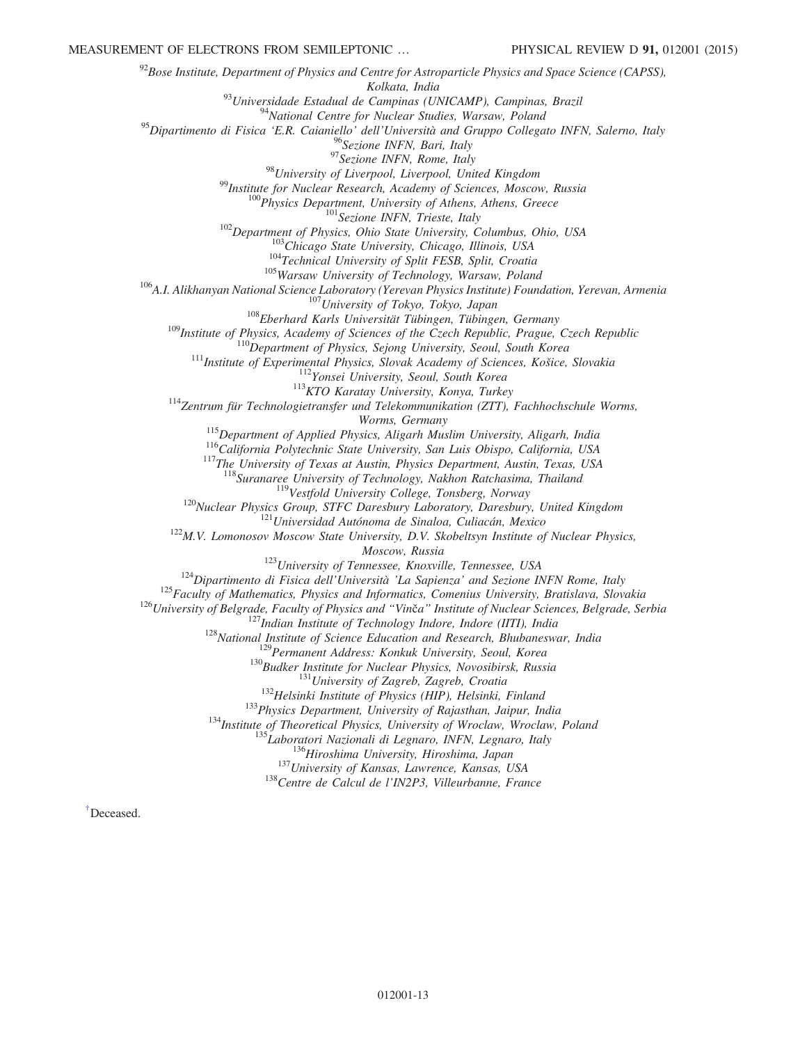[92]*Bose Institute, Department of Physics and Centre for Astroparticle Physics and Space Science (CAPSS), Kolkata, India*
[93]*Universidade Estadual de Campinas (UNICAMP), Campinas, Brazil*
[94]*National Centre for Nuclear Studies, Warsaw, Poland*
[95]*Dipartimento di Fisica 'E.R. Caianiello' dell'Università and Gruppo Collegato INFN, Salerno, Italy*
[96]*Sezione INFN, Bari, Italy*
[97]*Sezione INFN, Rome, Italy*
[98]*University of Liverpool, Liverpool, United Kingdom*
[99]*Institute for Nuclear Research, Academy of Sciences, Moscow, Russia*
[100]*Physics Department, University of Athens, Athens, Greece*
[101]*Sezione INFN, Trieste, Italy*
[102]*Department of Physics, Ohio State University, Columbus, Ohio, USA*
[103]*Chicago State University, Chicago, Illinois, USA*
[104]*Technical University of Split FESB, Split, Croatia*
[105]*Warsaw University of Technology, Warsaw, Poland*
[106]*A.I. Alikhanyan National Science Laboratory (Yerevan Physics Institute) Foundation, Yerevan, Armenia*
[107]*University of Tokyo, Tokyo, Japan*
[108]*Eberhard Karls Universität Tübingen, Tübingen, Germany*
[109]*Institute of Physics, Academy of Sciences of the Czech Republic, Prague, Czech Republic*
[110]*Department of Physics, Sejong University, Seoul, South Korea*
[111]*Institute of Experimental Physics, Slovak Academy of Sciences, Košice, Slovakia*
[112]*Yonsei University, Seoul, South Korea*
[113]*KTO Karatay University, Konya, Turkey*
[114]*Zentrum für Technologietransfer und Telekommunikation (ZTT), Fachhochschule Worms, Worms, Germany*
[115]*Department of Applied Physics, Aligarh Muslim University, Aligarh, India*
[116]*California Polytechnic State University, San Luis Obispo, California, USA*
[117]*The University of Texas at Austin, Physics Department, Austin, Texas, USA*
[118]*Suranaree University of Technology, Nakhon Ratchasima, Thailand*
[119]*Vestfold University College, Tonsberg, Norway*
[120]*Nuclear Physics Group, STFC Daresbury Laboratory, Daresbury, United Kingdom*
[121]*Universidad Autónoma de Sinaloa, Culiacán, Mexico*
[122]*M.V. Lomonosov Moscow State University, D.V. Skobeltsyn Institute of Nuclear Physics, Moscow, Russia*
[123]*University of Tennessee, Knoxville, Tennessee, USA*
[124]*Dipartimento di Fisica dell'Università 'La Sapienza' and Sezione INFN Rome, Italy*
[125]*Faculty of Mathematics, Physics and Informatics, Comenius University, Bratislava, Slovakia*
[126]*University of Belgrade, Faculty of Physics and "Vinča" Institute of Nuclear Sciences, Belgrade, Serbia*
[127]*Indian Institute of Technology Indore, Indore (IITI), India*
[128]*National Institute of Science Education and Research, Bhubaneswar, India*
[129]*Permanent Address: Konkuk University, Seoul, Korea*
[130]*Budker Institute for Nuclear Physics, Novosibirsk, Russia*
[131]*University of Zagreb, Zagreb, Croatia*
[132]*Helsinki Institute of Physics (HIP), Helsinki, Finland*
[133]*Physics Department, University of Rajasthan, Jaipur, India*
[134]*Institute of Theoretical Physics, University of Wroclaw, Wroclaw, Poland*
[135]*Laboratori Nazionali di Legnaro, INFN, Legnaro, Italy*
[136]*Hiroshima University, Hiroshima, Japan*
[137]*University of Kansas, Lawrence, Kansas, USA*
[138]*Centre de Calcul de l'IN2P3, Villeurbanne, France*

[†]Deceased.